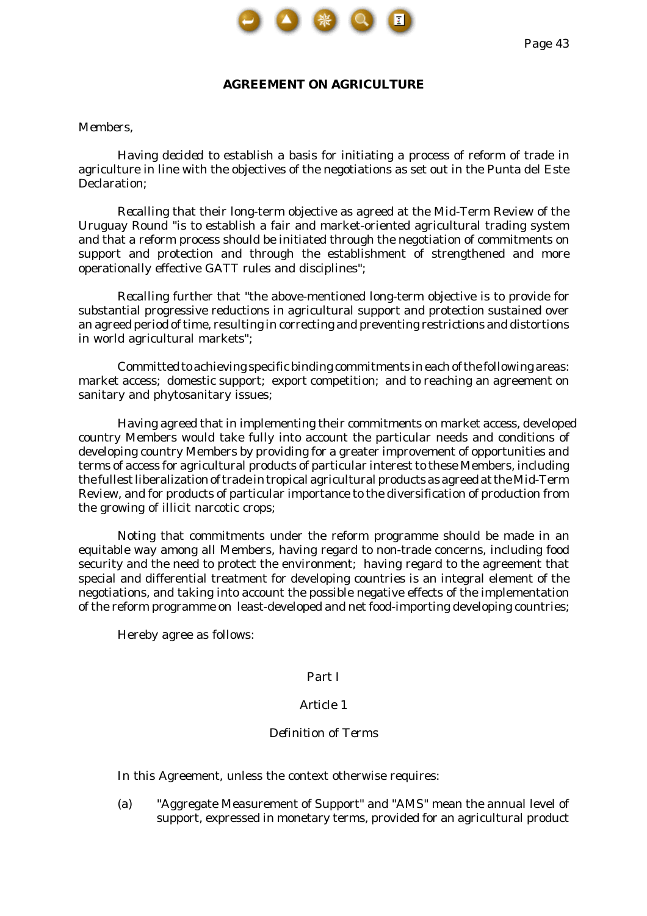# AGREEMENT ON AGRICULTURE

Members,

*Having decided* to establish a basis for initiating a process of reform of trade in agriculture in line with the objectives of the negotiations as set out in the Punta del Este Declaration;

*Recalling* that their long-term objective as agreed at the Mid-Term Review of the Uruguay Round "is to establish a fair and market-oriented agricultural trading system and that a reform process should be initiated through the negotiation of commitments on support and protection and through the establishment of strengthened and more operationally effective GATT rules and disciplines";

*Recalling further* that "the above-mentioned long-term objective is to provide for substantial progressive reductions in agricultural support and protection sustained over an agreed period of time, resulting in correcting and preventing restrictions and distortions in world agricultural markets";

*Committed* to achieving specific binding commitments in each of the following areas: market access; domestic support; export competition; and to reaching an agreement on sanitary and phytosanitary issues;

*Having agreed* that in implementing their commitments on market access, developed country Members would take fully into account the particular needs and conditions of developing country Members by providing for a greater improvement of opportunities and terms of access for agricultural products of particular interest to these Members, including the fullest liberalization of trade in tropical agricultural products as agreed at the Mid-Term Review, and for products of particular importance to the diversification of production from the growing of illicit narcotic crops;

*Noting* that commitments under the reform programme should be made in an equitable way among all Members, having regard to non-trade concerns, including food security and the need to protect the environment; having regard to the agreement that special and differential treatment for developing countries is an integral element of the negotiations, and taking into account the possible negative effects of the implementation of the reform programme on least-developed and net food-importing developing countries;

*Hereby agree* as follows:

## Part I

### Article 1

### *Definition of Terms*

In this Agreement, unless the context otherwise requires:

(a) "Aggregate Measurement of Support" and "AMS" mean the annual level of support, expressed in monetary terms, provided for an agricultural product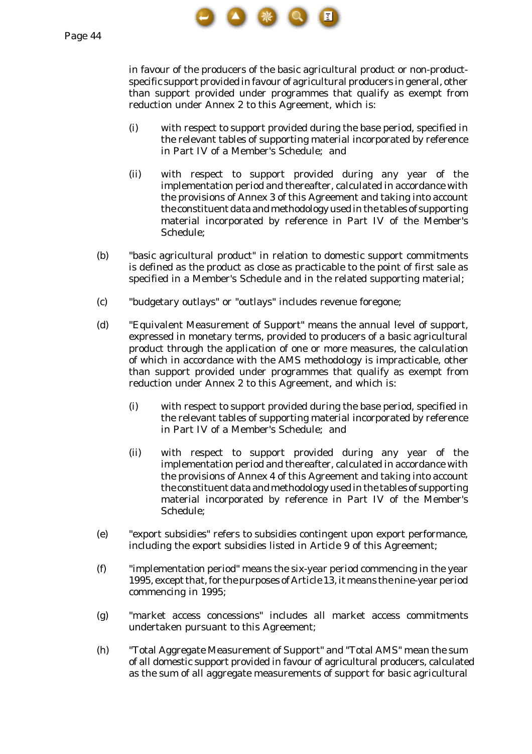in favour of the producers of the basic agricultural product or non-product-specific support provided in favour of agricultural producers in general, other than support provided under programmes that qualify as exempt from reduction under Annex 2 to this Agreement, which is:

(i) with respect to support provided during the base period, specified in the relevant tables of supporting material incorporated by reference in Part IV of a Member's Schedule; and

(ii) with respect to support provided during any year of the implementation period and thereafter, calculated in accordance with the provisions of Annex 3 of this Agreement and taking into account the constituent data and methodology used in the tables of supporting material incorporated by reference in Part IV of the Member's Schedule;

(b) "basic agricultural product" in relation to domestic support commitments is defined as the product as close as practicable to the point of first sale as specified in a Member's Schedule and in the related supporting material;

(c) "budgetary outlays" or "outlays" includes revenue foregone;

(d) "Equivalent Measurement of Support" means the annual level of support, expressed in monetary terms, provided to producers of a basic agricultural product through the application of one or more measures, the calculation of which in accordance with the AMS methodology is impracticable, other than support provided under programmes that qualify as exempt from reduction under Annex 2 to this Agreement, and which is:

(i) with respect to support provided during the base period, specified in the relevant tables of supporting material incorporated by reference in Part IV of a Member's Schedule; and

(ii) with respect to support provided during any year of the implementation period and thereafter, calculated in accordance with the provisions of Annex 4 of this Agreement and taking into account the constituent data and methodology used in the tables of supporting material incorporated by reference in Part IV of the Member's Schedule;

(e) "export subsidies" refers to subsidies contingent upon export performance, including the export subsidies listed in Article 9 of this Agreement;

(f) "implementation period" means the six-year period commencing in the year 1995, except that, for the purposes of Article 13, it means the nine-year period commencing in 1995;

(g) "market access concessions" includes all market access commitments undertaken pursuant to this Agreement;

(h) "Total Aggregate Measurement of Support" and "Total AMS" mean the sum of all domestic support provided in favour of agricultural producers, calculated as the sum of all aggregate measurements of support for basic agricultural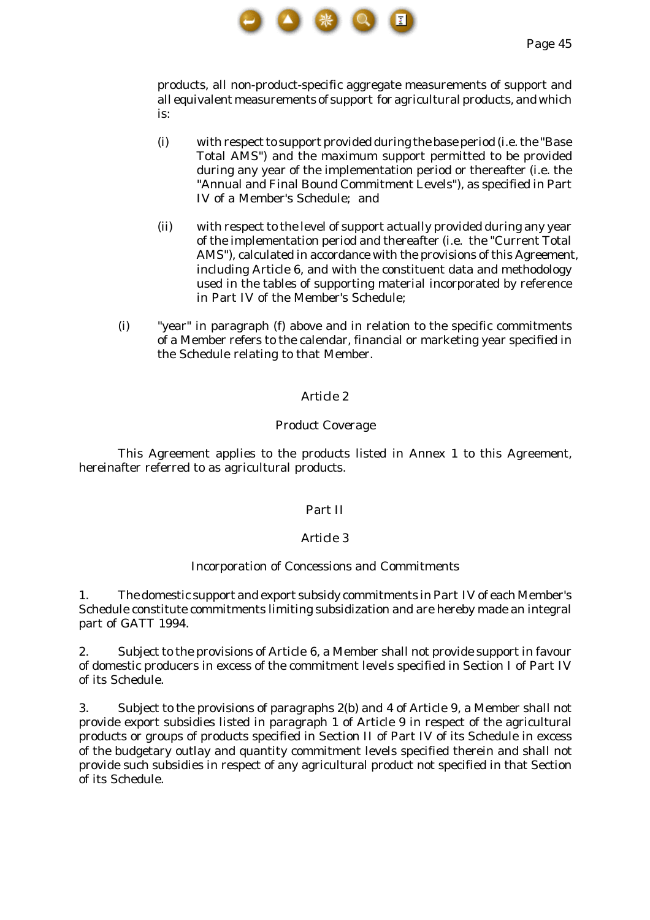products, all non-product-specific aggregate measurements of support and all equivalent measurements of support for agricultural products, and which is:

(i) with respect to support provided during the base period (i.e. the "Base Total AMS") and the maximum support permitted to be provided during any year of the implementation period or thereafter (i.e. the "Annual and Final Bound Commitment Levels"), as specified in Part IV of a Member's Schedule; and

(ii) with respect to the level of support actually provided during any year of the implementation period and thereafter (i.e. the "Current Total AMS"), calculated in accordance with the provisions of this Agreement, including Article 6, and with the constituent data and methodology used in the tables of supporting material incorporated by reference in Part IV of the Member's Schedule;

(i) "year" in paragraph (f) above and in relation to the specific commitments of a Member refers to the calendar, financial or marketing year specified in the Schedule relating to that Member.

## Article 2

### Product Coverage

This Agreement applies to the products listed in Annex 1 to this Agreement, hereinafter referred to as agricultural products.

# Part II

## Article 3

### Incorporation of Concessions and Commitments

1. The domestic support and export subsidy commitments in Part IV of each Member's Schedule constitute commitments limiting subsidization and are hereby made an integral part of GATT 1994.

2. Subject to the provisions of Article 6, a Member shall not provide support in favour of domestic producers in excess of the commitment levels specified in Section I of Part IV of its Schedule.

3. Subject to the provisions of paragraphs 2(b) and 4 of Article 9, a Member shall not provide export subsidies listed in paragraph 1 of Article 9 in respect of the agricultural products or groups of products specified in Section II of Part IV of its Schedule in excess of the budgetary outlay and quantity commitment levels specified therein and shall not provide such subsidies in respect of any agricultural product not specified in that Section of its Schedule.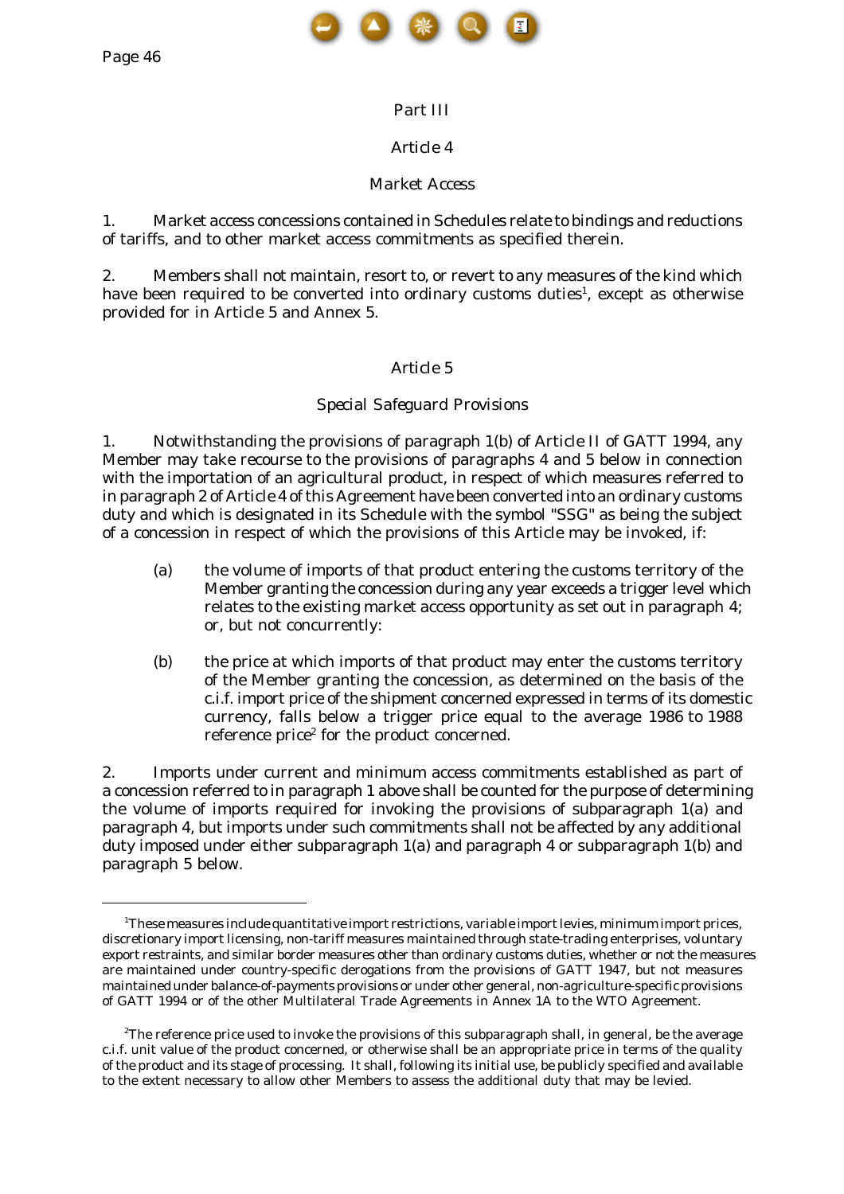## Part III

### Article 4

### Market Access

1. Market access concessions contained in Schedules relate to bindings and reductions of tariffs, and to other market access commitments as specified therein.

2. Members shall not maintain, resort to, or revert to any measures of the kind which have been required to be converted into ordinary customs duties[1], except as otherwise provided for in Article 5 and Annex 5.

### Article 5

### Special Safeguard Provisions

1. Notwithstanding the provisions of paragraph 1(b) of Article II of GATT 1994, any Member may take recourse to the provisions of paragraphs 4 and 5 below in connection with the importation of an agricultural product, in respect of which measures referred to in paragraph 2 of Article 4 of this Agreement have been converted into an ordinary customs duty and which is designated in its Schedule with the symbol "SSG" as being the subject of a concession in respect of which the provisions of this Article may be invoked, if:

   (a) the volume of imports of that product entering the customs territory of the Member granting the concession during any year exceeds a trigger level which relates to the existing market access opportunity as set out in paragraph 4; or, but not concurrently:

   (b) the price at which imports of that product may enter the customs territory of the Member granting the concession, as determined on the basis of the c.i.f. import price of the shipment concerned expressed in terms of its domestic currency, falls below a trigger price equal to the average 1986 to 1988 reference price[2] for the product concerned.

2. Imports under current and minimum access commitments established as part of a concession referred to in paragraph 1 above shall be counted for the purpose of determining the volume of imports required for invoking the provisions of subparagraph 1(a) and paragraph 4, but imports under such commitments shall not be affected by any additional duty imposed under either subparagraph 1(a) and paragraph 4 or subparagraph 1(b) and paragraph 5 below.

---

[1]These measures include quantitative import restrictions, variable import levies, minimum import prices, discretionary import licensing, non-tariff measures maintained through state-trading enterprises, voluntary export restraints, and similar border measures other than ordinary customs duties, whether or not the measures are maintained under country-specific derogations from the provisions of GATT 1947, but not measures maintained under balance-of-payments provisions or under other general, non-agriculture-specific provisions of GATT 1994 or of the other Multilateral Trade Agreements in Annex 1A to the WTO Agreement.

[2]The reference price used to invoke the provisions of this subparagraph shall, in general, be the average c.i.f. unit value of the product concerned, or otherwise shall be an appropriate price in terms of the quality of the product and its stage of processing. It shall, following its initial use, be publicly specified and available to the extent necessary to allow other Members to assess the additional duty that may be levied.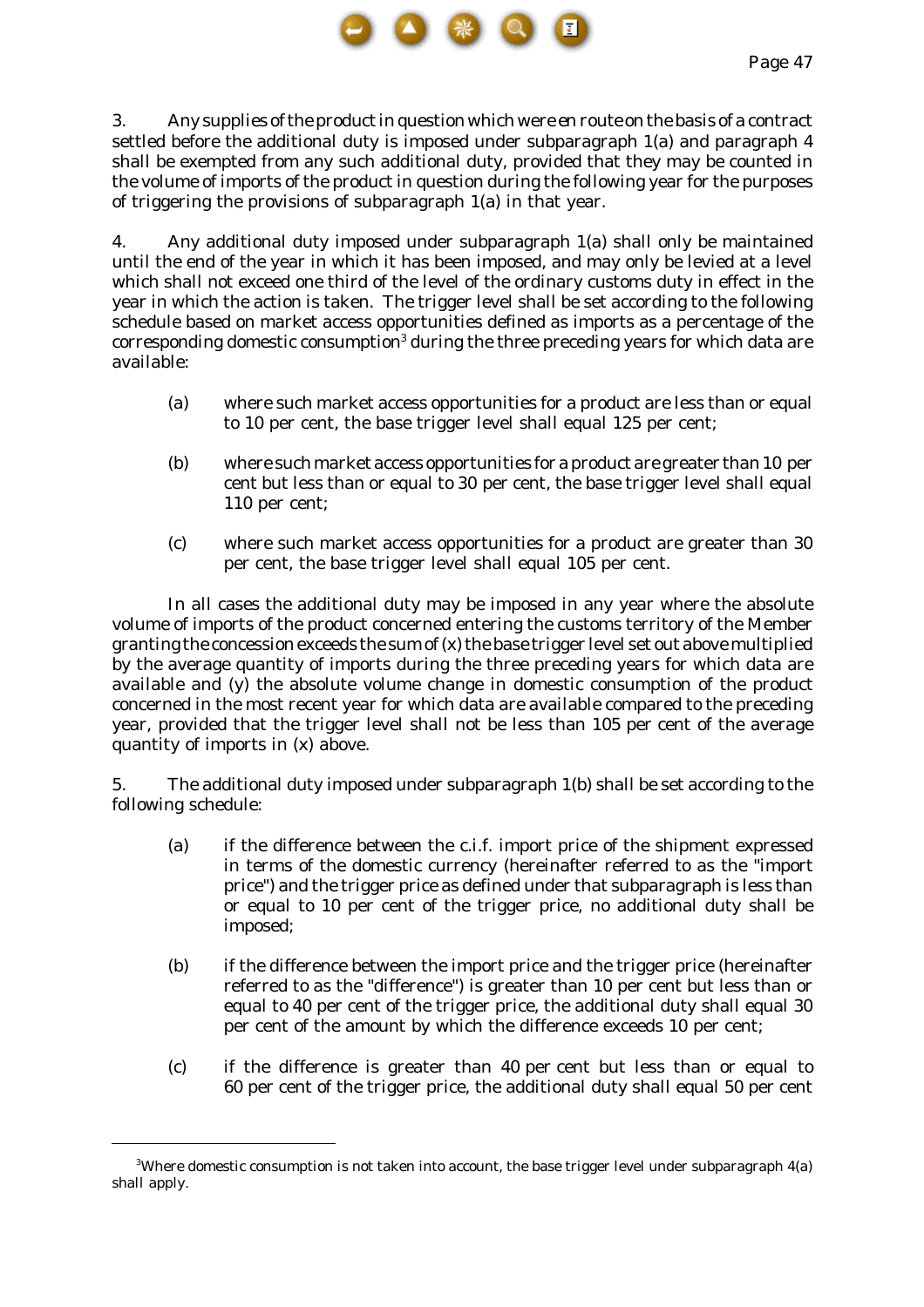3. Any supplies of the product in question which were en route on the basis of a contract settled before the additional duty is imposed under subparagraph 1(a) and paragraph 4 shall be exempted from any such additional duty, provided that they may be counted in the volume of imports of the product in question during the following year for the purposes of triggering the provisions of subparagraph 1(a) in that year.

4. Any additional duty imposed under subparagraph 1(a) shall only be maintained until the end of the year in which it has been imposed, and may only be levied at a level which shall not exceed one third of the level of the ordinary customs duty in effect in the year in which the action is taken. The trigger level shall be set according to the following schedule based on market access opportunities defined as imports as a percentage of the corresponding domestic consumption[3] during the three preceding years for which data are available:

(a) where such market access opportunities for a product are less than or equal to 10 per cent, the base trigger level shall equal 125 per cent;

(b) where such market access opportunities for a product are greater than 10 per cent but less than or equal to 30 per cent, the base trigger level shall equal 110 per cent;

(c) where such market access opportunities for a product are greater than 30 per cent, the base trigger level shall equal 105 per cent.

In all cases the additional duty may be imposed in any year where the absolute volume of imports of the product concerned entering the customs territory of the Member granting the concession exceeds the sum of (x) the base trigger level set out above multiplied by the average quantity of imports during the three preceding years for which data are available and (y) the absolute volume change in domestic consumption of the product concerned in the most recent year for which data are available compared to the preceding year, provided that the trigger level shall not be less than 105 per cent of the average quantity of imports in (x) above.

5. The additional duty imposed under subparagraph 1(b) shall be set according to the following schedule:

(a) if the difference between the c.i.f. import price of the shipment expressed in terms of the domestic currency (hereinafter referred to as the "import price") and the trigger price as defined under that subparagraph is less than or equal to 10 per cent of the trigger price, no additional duty shall be imposed;

(b) if the difference between the import price and the trigger price (hereinafter referred to as the "difference") is greater than 10 per cent but less than or equal to 40 per cent of the trigger price, the additional duty shall equal 30 per cent of the amount by which the difference exceeds 10 per cent;

(c) if the difference is greater than 40 per cent but less than or equal to 60 per cent of the trigger price, the additional duty shall equal 50 per cent

---

[3]Where domestic consumption is not taken into account, the base trigger level under subparagraph 4(a) shall apply.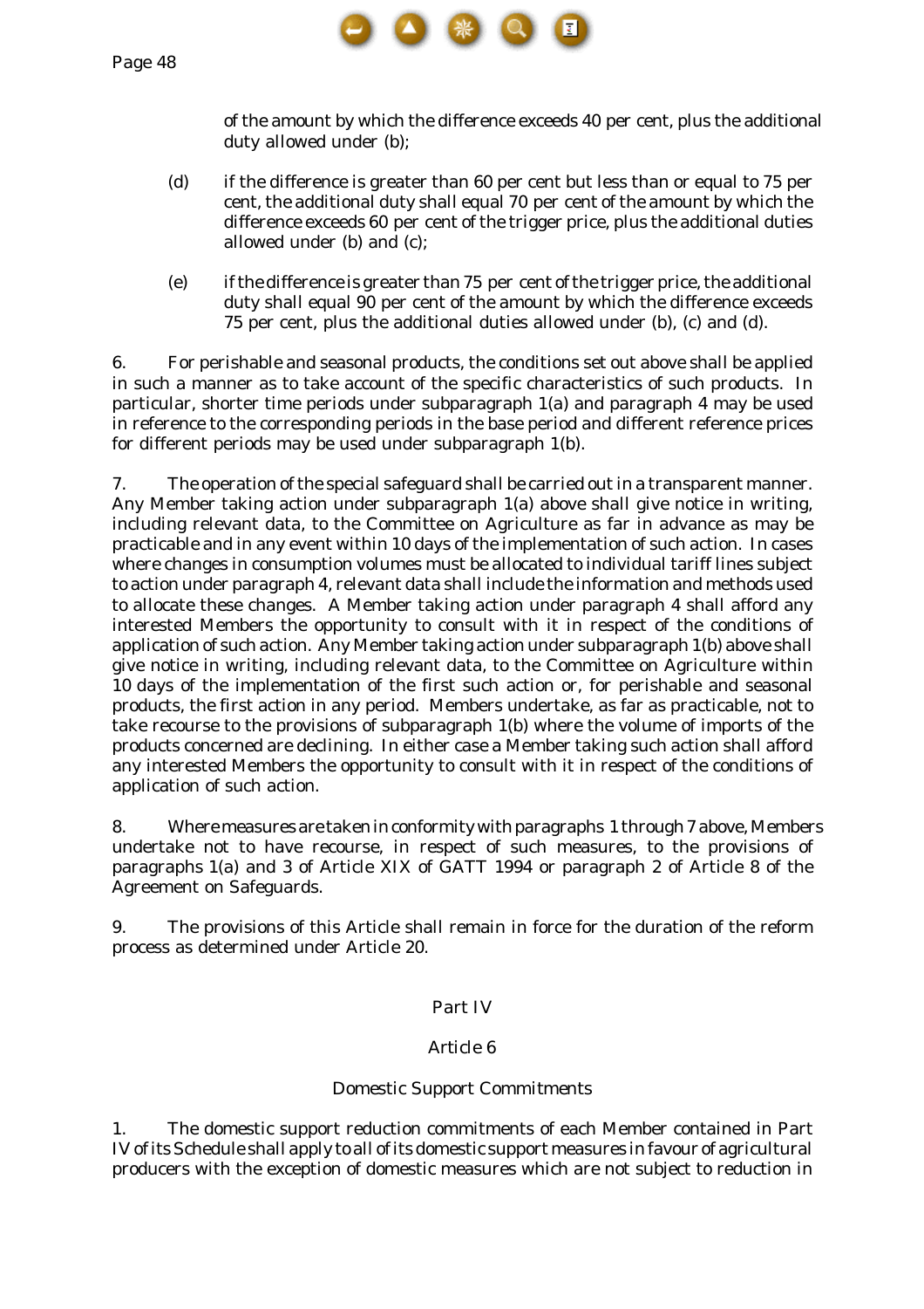of the amount by which the difference exceeds 40 per cent, plus the additional duty allowed under (b);

(d) if the difference is greater than 60 per cent but less than or equal to 75 per cent, the additional duty shall equal 70 per cent of the amount by which the difference exceeds 60 per cent of the trigger price, plus the additional duties allowed under (b) and (c);

(e) if the difference is greater than 75 per cent of the trigger price, the additional duty shall equal 90 per cent of the amount by which the difference exceeds 75 per cent, plus the additional duties allowed under (b), (c) and (d).

6. For perishable and seasonal products, the conditions set out above shall be applied in such a manner as to take account of the specific characteristics of such products. In particular, shorter time periods under subparagraph 1(a) and paragraph 4 may be used in reference to the corresponding periods in the base period and different reference prices for different periods may be used under subparagraph 1(b).

7. The operation of the special safeguard shall be carried out in a transparent manner. Any Member taking action under subparagraph 1(a) above shall give notice in writing, including relevant data, to the Committee on Agriculture as far in advance as may be practicable and in any event within 10 days of the implementation of such action. In cases where changes in consumption volumes must be allocated to individual tariff lines subject to action under paragraph 4, relevant data shall include the information and methods used to allocate these changes. A Member taking action under paragraph 4 shall afford any interested Members the opportunity to consult with it in respect of the conditions of application of such action. Any Member taking action under subparagraph 1(b) above shall give notice in writing, including relevant data, to the Committee on Agriculture within 10 days of the implementation of the first such action or, for perishable and seasonal products, the first action in any period. Members undertake, as far as practicable, not to take recourse to the provisions of subparagraph 1(b) where the volume of imports of the products concerned are declining. In either case a Member taking such action shall afford any interested Members the opportunity to consult with it in respect of the conditions of application of such action.

8. Where measures are taken in conformity with paragraphs 1 through 7 above, Members undertake not to have recourse, in respect of such measures, to the provisions of paragraphs 1(a) and 3 of Article XIX of GATT 1994 or paragraph 2 of Article 8 of the Agreement on Safeguards.

9. The provisions of this Article shall remain in force for the duration of the reform process as determined under Article 20.

## Part IV

## Article 6

### Domestic Support Commitments

1. The domestic support reduction commitments of each Member contained in Part IV of its Schedule shall apply to all of its domestic support measures in favour of agricultural producers with the exception of domestic measures which are not subject to reduction in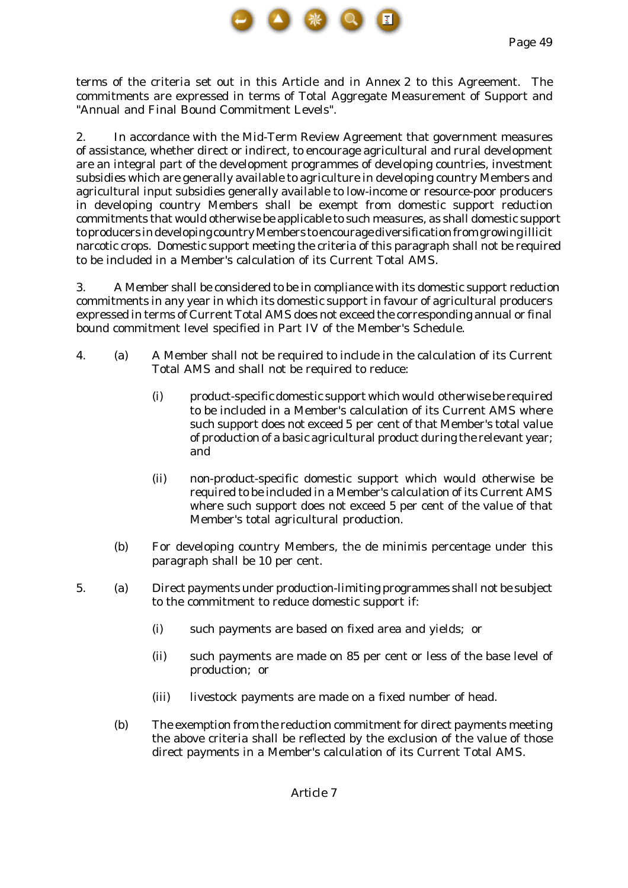terms of the criteria set out in this Article and in Annex 2 to this Agreement. The commitments are expressed in terms of Total Aggregate Measurement of Support and "Annual and Final Bound Commitment Levels".

2. In accordance with the Mid-Term Review Agreement that government measures of assistance, whether direct or indirect, to encourage agricultural and rural development are an integral part of the development programmes of developing countries, investment subsidies which are generally available to agriculture in developing country Members and agricultural input subsidies generally available to low-income or resource-poor producers in developing country Members shall be exempt from domestic support reduction commitments that would otherwise be applicable to such measures, as shall domestic support to producers in developing country Members to encourage diversification from growing illicit narcotic crops. Domestic support meeting the criteria of this paragraph shall not be required to be included in a Member's calculation of its Current Total AMS.

3. A Member shall be considered to be in compliance with its domestic support reduction commitments in any year in which its domestic support in favour of agricultural producers expressed in terms of Current Total AMS does not exceed the corresponding annual or final bound commitment level specified in Part IV of the Member's Schedule.

4. (a) A Member shall not be required to include in the calculation of its Current Total AMS and shall not be required to reduce:

   (i) product-specific domestic support which would otherwise be required to be included in a Member's calculation of its Current AMS where such support does not exceed 5 per cent of that Member's total value of production of a basic agricultural product during the relevant year; and

   (ii) non-product-specific domestic support which would otherwise be required to be included in a Member's calculation of its Current AMS where such support does not exceed 5 per cent of the value of that Member's total agricultural production.

   (b) For developing country Members, the de minimis percentage under this paragraph shall be 10 per cent.

5. (a) Direct payments under production-limiting programmes shall not be subject to the commitment to reduce domestic support if:

   (i) such payments are based on fixed area and yields; or

   (ii) such payments are made on 85 per cent or less of the base level of production; or

   (iii) livestock payments are made on a fixed number of head.

   (b) The exemption from the reduction commitment for direct payments meeting the above criteria shall be reflected by the exclusion of the value of those direct payments in a Member's calculation of its Current Total AMS.

## Article 7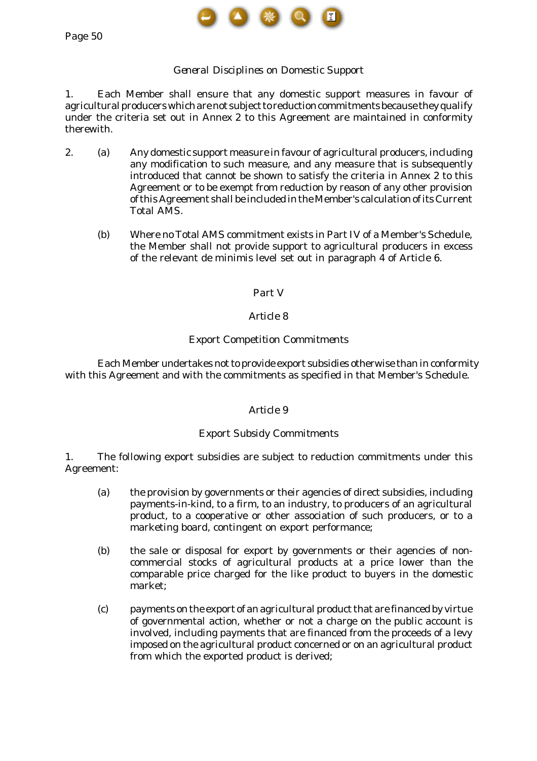General Disciplines on Domestic Support

1. Each Member shall ensure that any domestic support measures in favour of agricultural producers which are not subject to reduction commitments because they qualify under the criteria set out in Annex 2 to this Agreement are maintained in conformity therewith.

2. (a) Any domestic support measure in favour of agricultural producers, including any modification to such measure, and any measure that is subsequently introduced that cannot be shown to satisfy the criteria in Annex 2 to this Agreement or to be exempt from reduction by reason of any other provision of this Agreement shall be included in the Member's calculation of its Current Total AMS.

(b) Where no Total AMS commitment exists in Part IV of a Member's Schedule, the Member shall not provide support to agricultural producers in excess of the relevant de minimis level set out in paragraph 4 of Article 6.

## Part V

## Article 8

### Export Competition Commitments

Each Member undertakes not to provide export subsidies otherwise than in conformity with this Agreement and with the commitments as specified in that Member's Schedule.

## Article 9

### Export Subsidy Commitments

1. The following export subsidies are subject to reduction commitments under this Agreement:

(a) the provision by governments or their agencies of direct subsidies, including payments-in-kind, to a firm, to an industry, to producers of an agricultural product, to a cooperative or other association of such producers, or to a marketing board, contingent on export performance;

(b) the sale or disposal for export by governments or their agencies of non-commercial stocks of agricultural products at a price lower than the comparable price charged for the like product to buyers in the domestic market;

(c) payments on the export of an agricultural product that are financed by virtue of governmental action, whether or not a charge on the public account is involved, including payments that are financed from the proceeds of a levy imposed on the agricultural product concerned or on an agricultural product from which the exported product is derived;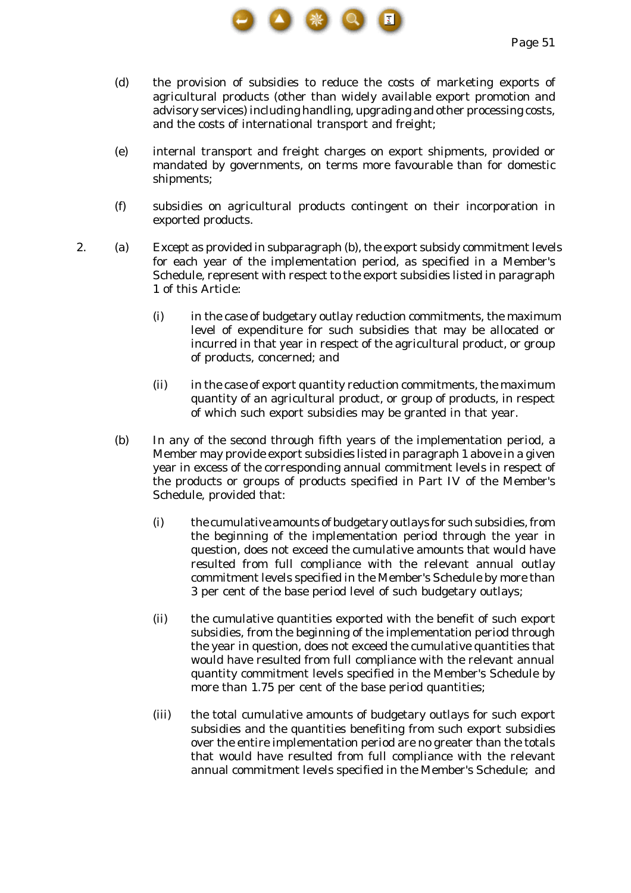(d) the provision of subsidies to reduce the costs of marketing exports of agricultural products (other than widely available export promotion and advisory services) including handling, upgrading and other processing costs, and the costs of international transport and freight;

(e) internal transport and freight charges on export shipments, provided or mandated by governments, on terms more favourable than for domestic shipments;

(f) subsidies on agricultural products contingent on their incorporation in exported products.

2. (a) Except as provided in subparagraph (b), the export subsidy commitment levels for each year of the implementation period, as specified in a Member's Schedule, represent with respect to the export subsidies listed in paragraph 1 of this Article:

(i) in the case of budgetary outlay reduction commitments, the maximum level of expenditure for such subsidies that may be allocated or incurred in that year in respect of the agricultural product, or group of products, concerned; and

(ii) in the case of export quantity reduction commitments, the maximum quantity of an agricultural product, or group of products, in respect of which such export subsidies may be granted in that year.

(b) In any of the second through fifth years of the implementation period, a Member may provide export subsidies listed in paragraph 1 above in a given year in excess of the corresponding annual commitment levels in respect of the products or groups of products specified in Part IV of the Member's Schedule, provided that:

(i) the cumulative amounts of budgetary outlays for such subsidies, from the beginning of the implementation period through the year in question, does not exceed the cumulative amounts that would have resulted from full compliance with the relevant annual outlay commitment levels specified in the Member's Schedule by more than 3 per cent of the base period level of such budgetary outlays;

(ii) the cumulative quantities exported with the benefit of such export subsidies, from the beginning of the implementation period through the year in question, does not exceed the cumulative quantities that would have resulted from full compliance with the relevant annual quantity commitment levels specified in the Member's Schedule by more than 1.75 per cent of the base period quantities;

(iii) the total cumulative amounts of budgetary outlays for such export subsidies and the quantities benefiting from such export subsidies over the entire implementation period are no greater than the totals that would have resulted from full compliance with the relevant annual commitment levels specified in the Member's Schedule; and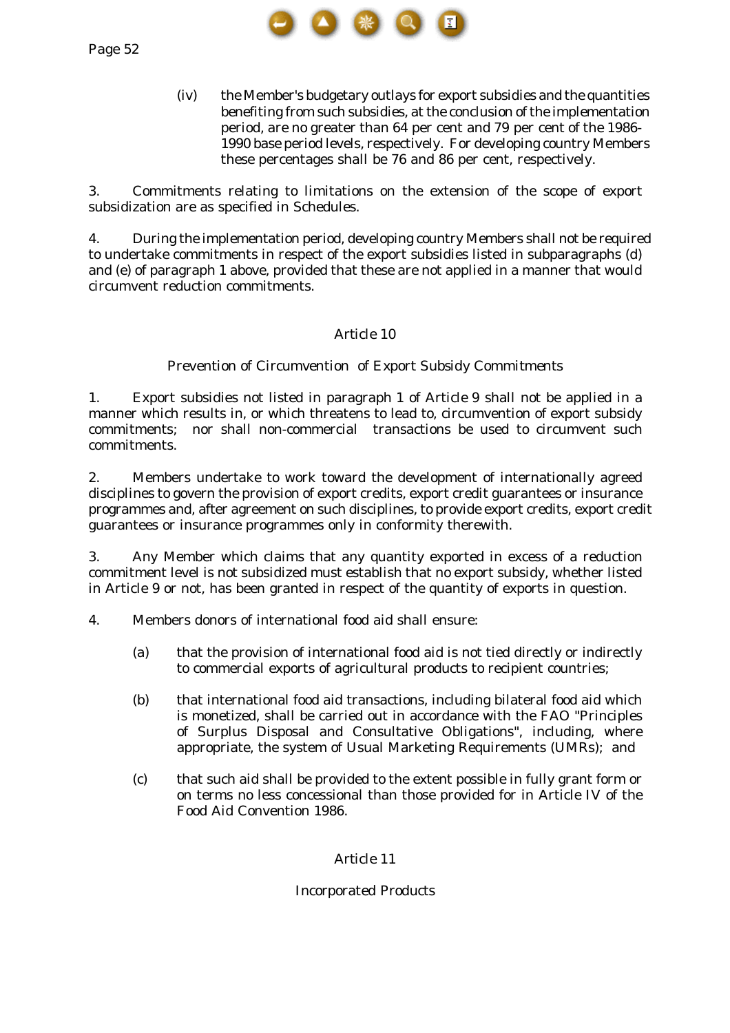(iv) the Member's budgetary outlays for export subsidies and the quantities benefiting from such subsidies, at the conclusion of the implementation period, are no greater than 64 per cent and 79 per cent of the 1986-1990 base period levels, respectively. For developing country Members these percentages shall be 76 and 86 per cent, respectively.

3. Commitments relating to limitations on the extension of the scope of export subsidization are as specified in Schedules.

4. During the implementation period, developing country Members shall not be required to undertake commitments in respect of the export subsidies listed in subparagraphs (d) and (e) of paragraph 1 above, provided that these are not applied in a manner that would circumvent reduction commitments.

## Article 10

### Prevention of Circumvention of Export Subsidy Commitments

1. Export subsidies not listed in paragraph 1 of Article 9 shall not be applied in a manner which results in, or which threatens to lead to, circumvention of export subsidy commitments; nor shall non-commercial transactions be used to circumvent such commitments.

2. Members undertake to work toward the development of internationally agreed disciplines to govern the provision of export credits, export credit guarantees or insurance programmes and, after agreement on such disciplines, to provide export credits, export credit guarantees or insurance programmes only in conformity therewith.

3. Any Member which claims that any quantity exported in excess of a reduction commitment level is not subsidized must establish that no export subsidy, whether listed in Article 9 or not, has been granted in respect of the quantity of exports in question.

4. Members donors of international food aid shall ensure:

(a) that the provision of international food aid is not tied directly or indirectly to commercial exports of agricultural products to recipient countries;

(b) that international food aid transactions, including bilateral food aid which is monetized, shall be carried out in accordance with the FAO "Principles of Surplus Disposal and Consultative Obligations", including, where appropriate, the system of Usual Marketing Requirements (UMRs); and

(c) that such aid shall be provided to the extent possible in fully grant form or on terms no less concessional than those provided for in Article IV of the Food Aid Convention 1986.

## Article 11

### Incorporated Products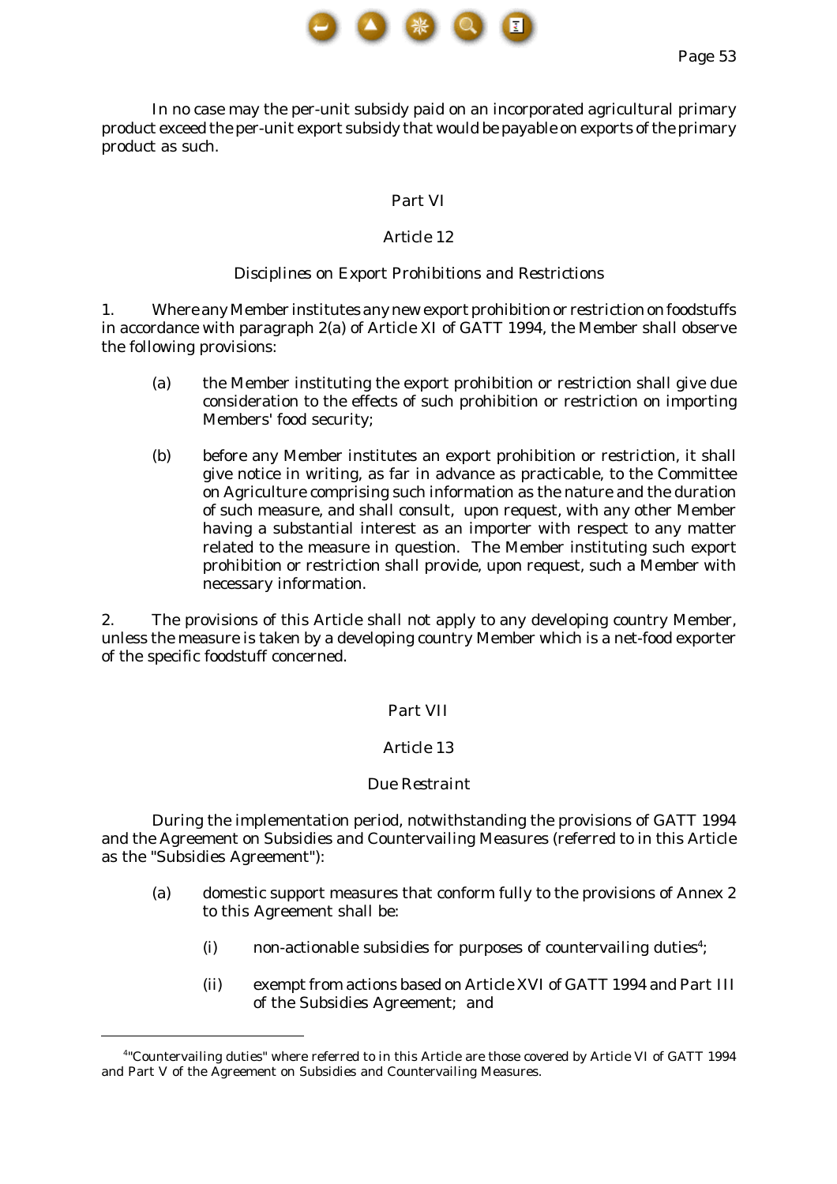In no case may the per-unit subsidy paid on an incorporated agricultural primary product exceed the per-unit export subsidy that would be payable on exports of the primary product as such.

## Part VI

## Article 12

### Disciplines on Export Prohibitions and Restrictions

1. Where any Member institutes any new export prohibition or restriction on foodstuffs in accordance with paragraph 2(a) of Article XI of GATT 1994, the Member shall observe the following provisions:

   (a) the Member instituting the export prohibition or restriction shall give due consideration to the effects of such prohibition or restriction on importing Members' food security;

   (b) before any Member institutes an export prohibition or restriction, it shall give notice in writing, as far in advance as practicable, to the Committee on Agriculture comprising such information as the nature and the duration of such measure, and shall consult, upon request, with any other Member having a substantial interest as an importer with respect to any matter related to the measure in question. The Member instituting such export prohibition or restriction shall provide, upon request, such a Member with necessary information.

2. The provisions of this Article shall not apply to any developing country Member, unless the measure is taken by a developing country Member which is a net-food exporter of the specific foodstuff concerned.

## Part VII

## Article 13

### Due Restraint

During the implementation period, notwithstanding the provisions of GATT 1994 and the Agreement on Subsidies and Countervailing Measures (referred to in this Article as the "Subsidies Agreement"):

(a) domestic support measures that conform fully to the provisions of Annex 2 to this Agreement shall be:

   (i) non-actionable subsidies for purposes of countervailing duties[4];

   (ii) exempt from actions based on Article XVI of GATT 1994 and Part III of the Subsidies Agreement; and

---

[4] "Countervailing duties" where referred to in this Article are those covered by Article VI of GATT 1994 and Part V of the Agreement on Subsidies and Countervailing Measures.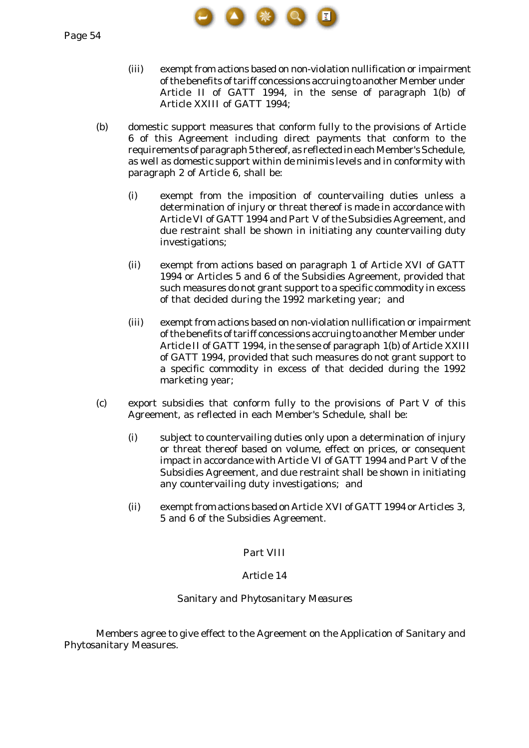(iii) exempt from actions based on non-violation nullification or impairment of the benefits of tariff concessions accruing to another Member under Article II of GATT 1994, in the sense of paragraph 1(b) of Article XXIII of GATT 1994;

(b) domestic support measures that conform fully to the provisions of Article 6 of this Agreement including direct payments that conform to the requirements of paragraph 5 thereof, as reflected in each Member's Schedule, as well as domestic support within de minimis levels and in conformity with paragraph 2 of Article 6, shall be:

(i) exempt from the imposition of countervailing duties unless a determination of injury or threat thereof is made in accordance with Article VI of GATT 1994 and Part V of the Subsidies Agreement, and due restraint shall be shown in initiating any countervailing duty investigations;

(ii) exempt from actions based on paragraph 1 of Article XVI of GATT 1994 or Articles 5 and 6 of the Subsidies Agreement, provided that such measures do not grant support to a specific commodity in excess of that decided during the 1992 marketing year; and

(iii) exempt from actions based on non-violation nullification or impairment of the benefits of tariff concessions accruing to another Member under Article II of GATT 1994, in the sense of paragraph 1(b) of Article XXIII of GATT 1994, provided that such measures do not grant support to a specific commodity in excess of that decided during the 1992 marketing year;

(c) export subsidies that conform fully to the provisions of Part V of this Agreement, as reflected in each Member's Schedule, shall be:

(i) subject to countervailing duties only upon a determination of injury or threat thereof based on volume, effect on prices, or consequent impact in accordance with Article VI of GATT 1994 and Part V of the Subsidies Agreement, and due restraint shall be shown in initiating any countervailing duty investigations; and

(ii) exempt from actions based on Article XVI of GATT 1994 or Articles 3, 5 and 6 of the Subsidies Agreement.

## Part VIII

### Article 14

### Sanitary and Phytosanitary Measures

Members agree to give effect to the Agreement on the Application of Sanitary and Phytosanitary Measures.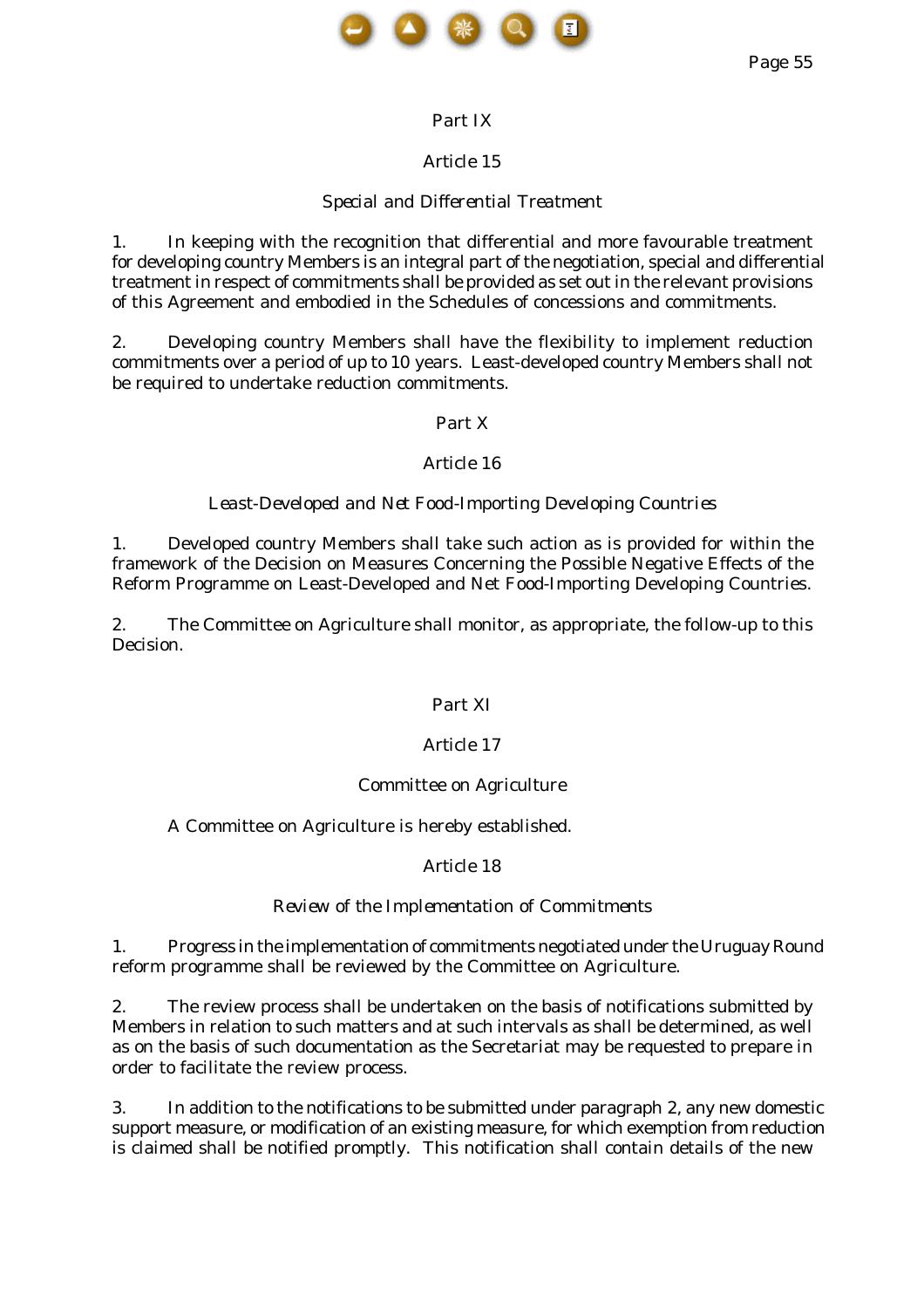## Part IX

### Article 15

### *Special and Differential Treatment*

1. In keeping with the recognition that differential and more favourable treatment for developing country Members is an integral part of the negotiation, special and differential treatment in respect of commitments shall be provided as set out in the relevant provisions of this Agreement and embodied in the Schedules of concessions and commitments.

2. Developing country Members shall have the flexibility to implement reduction commitments over a period of up to 10 years. Least-developed country Members shall not be required to undertake reduction commitments.

## Part X

### Article 16

### *Least-Developed and Net Food-Importing Developing Countries*

1. Developed country Members shall take such action as is provided for within the framework of the Decision on Measures Concerning the Possible Negative Effects of the Reform Programme on Least-Developed and Net Food-Importing Developing Countries.

2. The Committee on Agriculture shall monitor, as appropriate, the follow-up to this Decision.

## Part XI

### Article 17

### *Committee on Agriculture*

A Committee on Agriculture is hereby established.

### Article 18

### *Review of the Implementation of Commitments*

1. Progress in the implementation of commitments negotiated under the Uruguay Round reform programme shall be reviewed by the Committee on Agriculture.

2. The review process shall be undertaken on the basis of notifications submitted by Members in relation to such matters and at such intervals as shall be determined, as well as on the basis of such documentation as the Secretariat may be requested to prepare in order to facilitate the review process.

3. In addition to the notifications to be submitted under paragraph 2, any new domestic support measure, or modification of an existing measure, for which exemption from reduction is claimed shall be notified promptly. This notification shall contain details of the new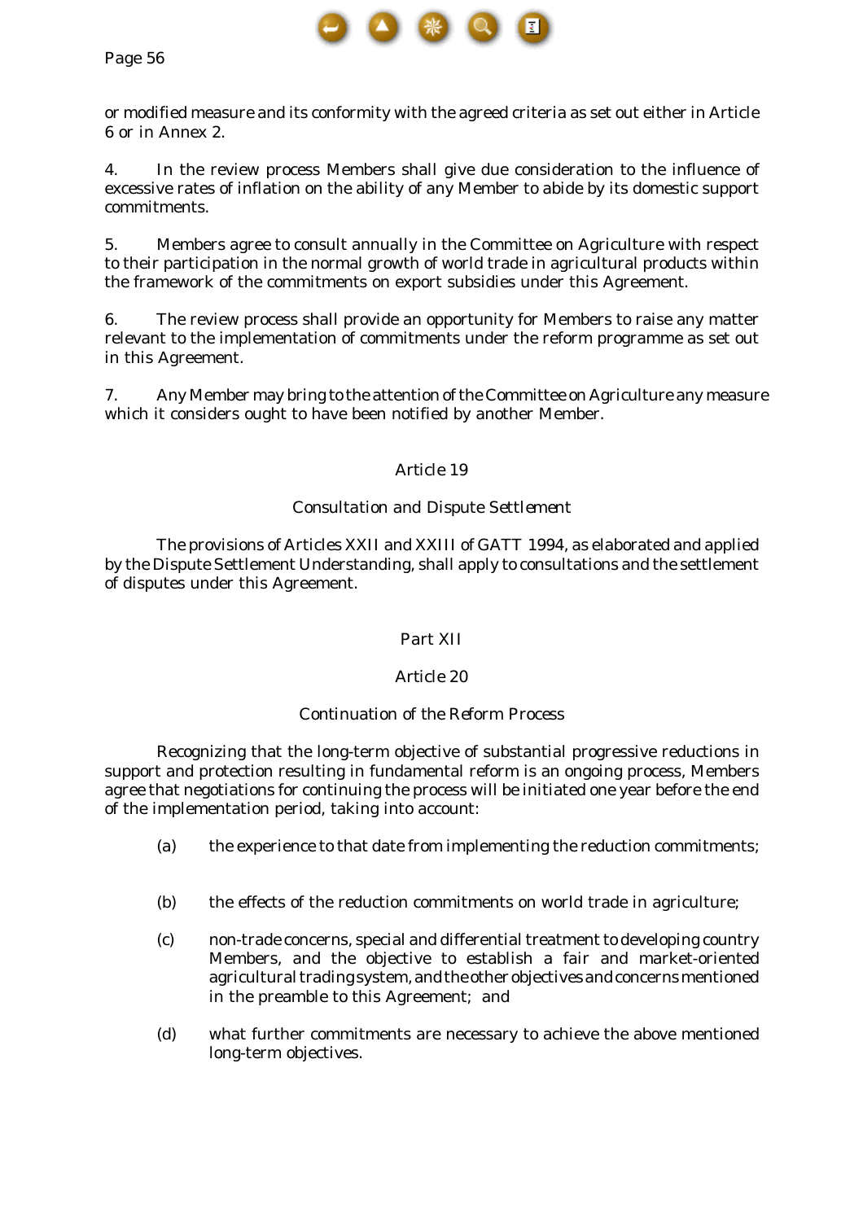or modified measure and its conformity with the agreed criteria as set out either in Article 6 or in Annex 2.

4. In the review process Members shall give due consideration to the influence of excessive rates of inflation on the ability of any Member to abide by its domestic support commitments.

5. Members agree to consult annually in the Committee on Agriculture with respect to their participation in the normal growth of world trade in agricultural products within the framework of the commitments on export subsidies under this Agreement.

6. The review process shall provide an opportunity for Members to raise any matter relevant to the implementation of commitments under the reform programme as set out in this Agreement.

7. Any Member may bring to the attention of the Committee on Agriculture any measure which it considers ought to have been notified by another Member.

## Article 19

### Consultation and Dispute Settlement

The provisions of Articles XXII and XXIII of GATT 1994, as elaborated and applied by the Dispute Settlement Understanding, shall apply to consultations and the settlement of disputes under this Agreement.

# Part XII

## Article 20

### Continuation of the Reform Process

Recognizing that the long-term objective of substantial progressive reductions in support and protection resulting in fundamental reform is an ongoing process, Members agree that negotiations for continuing the process will be initiated one year before the end of the implementation period, taking into account:

(a) the experience to that date from implementing the reduction commitments;

(b) the effects of the reduction commitments on world trade in agriculture;

(c) non-trade concerns, special and differential treatment to developing country Members, and the objective to establish a fair and market-oriented agricultural trading system, and the other objectives and concerns mentioned in the preamble to this Agreement; and

(d) what further commitments are necessary to achieve the above mentioned long-term objectives.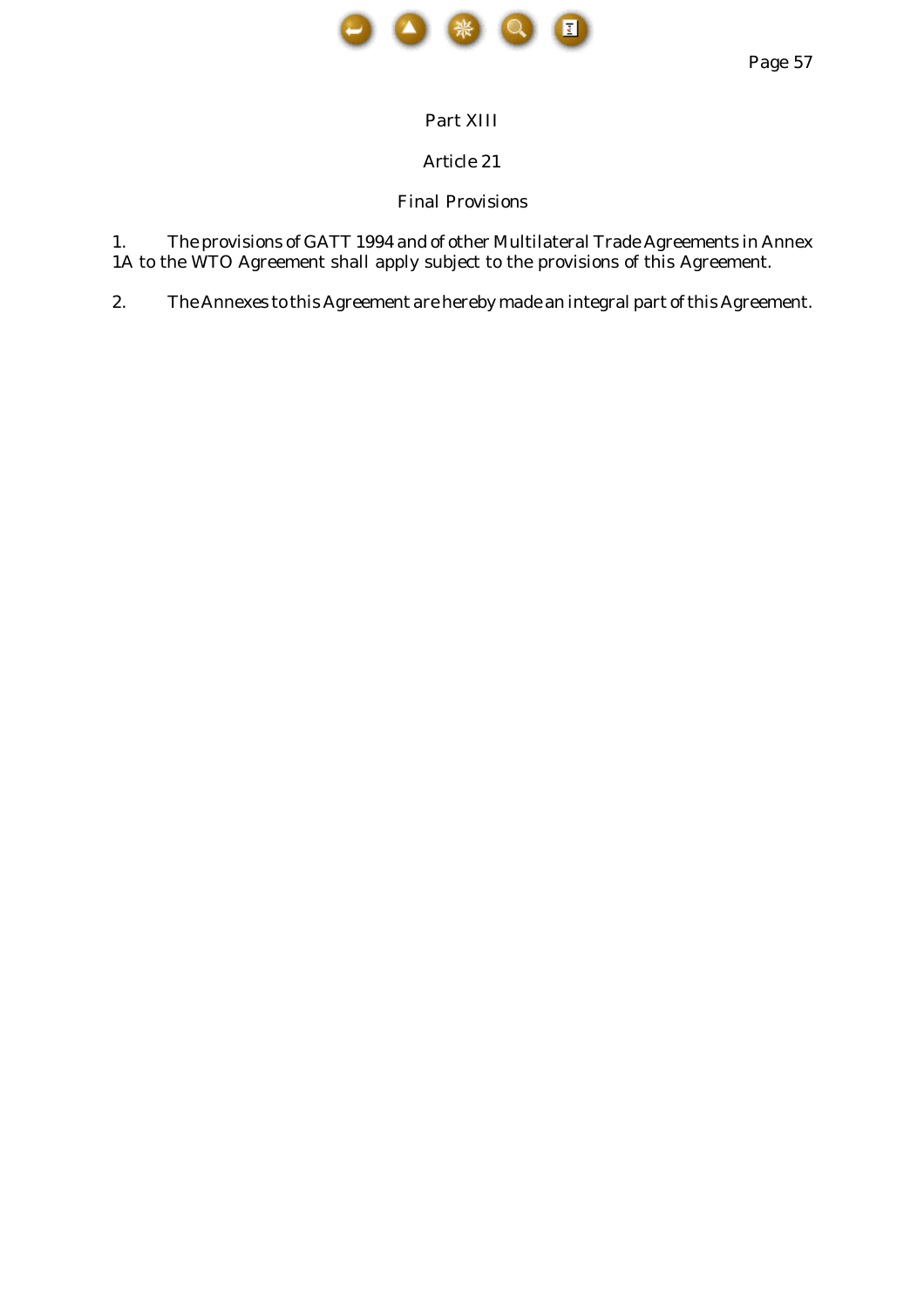## Part XIII

### Article 21

### Final Provisions

1. The provisions of GATT 1994 and of other Multilateral Trade Agreements in Annex 1A to the WTO Agreement shall apply subject to the provisions of this Agreement.

2. The Annexes to this Agreement are hereby made an integral part of this Agreement.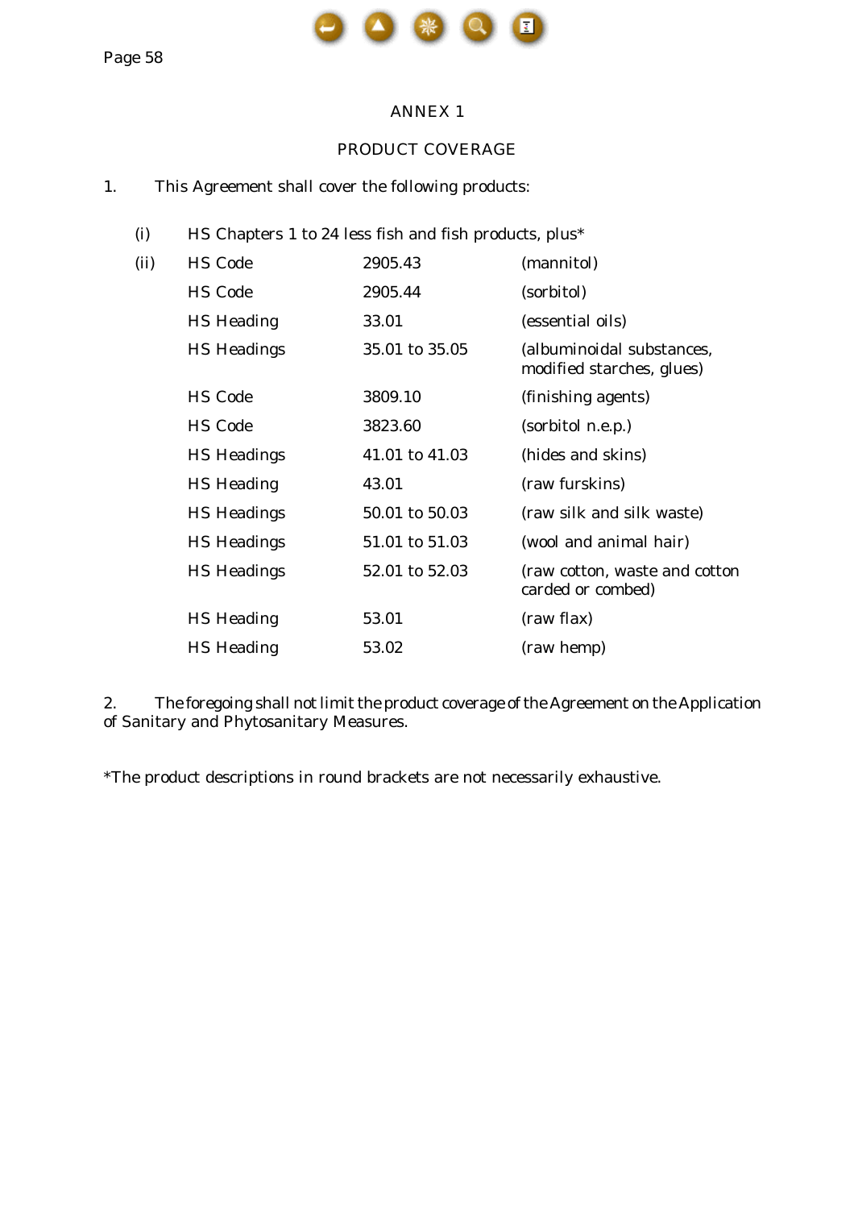# ANNEX 1

## PRODUCT COVERAGE

1. This Agreement shall cover the following products:

(i) HS Chapters 1 to 24 less fish and fish products, plus*

| (ii) | | | |
|---|---|---|---|
| | HS Code | 2905.43 | (mannitol) |
| | HS Code | 2905.44 | (sorbitol) |
| | HS Heading | 33.01 | (essential oils) |
| | HS Headings | 35.01 to 35.05 | (albuminoidal substances, modified starches, glues) |
| | HS Code | 3809.10 | (finishing agents) |
| | HS Code | 3823.60 | (sorbitol n.e.p.) |
| | HS Headings | 41.01 to 41.03 | (hides and skins) |
| | HS Heading | 43.01 | (raw furskins) |
| | HS Headings | 50.01 to 50.03 | (raw silk and silk waste) |
| | HS Headings | 51.01 to 51.03 | (wool and animal hair) |
| | HS Headings | 52.01 to 52.03 | (raw cotton, waste and cotton carded or combed) |
| | HS Heading | 53.01 | (raw flax) |
| | HS Heading | 53.02 | (raw hemp) |

2. The foregoing shall not limit the product coverage of the Agreement on the Application of Sanitary and Phytosanitary Measures.

*The product descriptions in round brackets are not necessarily exhaustive.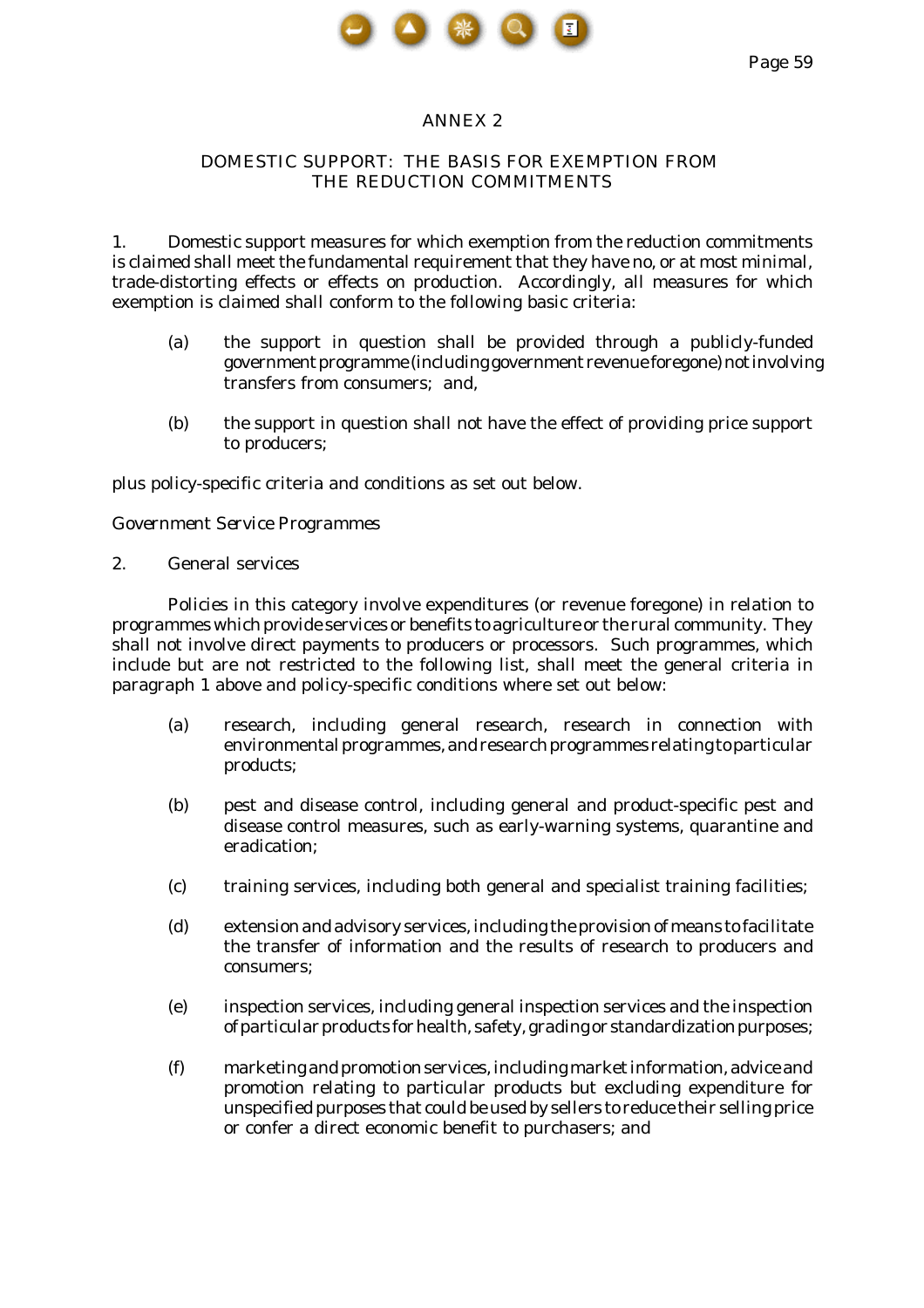# ANNEX 2

## DOMESTIC SUPPORT: THE BASIS FOR EXEMPTION FROM THE REDUCTION COMMITMENTS

1. Domestic support measures for which exemption from the reduction commitments is claimed shall meet the fundamental requirement that they have no, or at most minimal, trade-distorting effects or effects on production. Accordingly, all measures for which exemption is claimed shall conform to the following basic criteria:

   (a) the support in question shall be provided through a publicly-funded government programme (including government revenue foregone) not involving transfers from consumers; and,

   (b) the support in question shall not have the effect of providing price support to producers;

plus policy-specific criteria and conditions as set out below.

*Government Service Programmes*

2. General services

Policies in this category involve expenditures (or revenue foregone) in relation to programmes which provide services or benefits to agriculture or the rural community. They shall not involve direct payments to producers or processors. Such programmes, which include but are not restricted to the following list, shall meet the general criteria in paragraph 1 above and policy-specific conditions where set out below:

   (a) research, including general research, research in connection with environmental programmes, and research programmes relating to particular products;

   (b) pest and disease control, including general and product-specific pest and disease control measures, such as early-warning systems, quarantine and eradication;

   (c) training services, including both general and specialist training facilities;

   (d) extension and advisory services, including the provision of means to facilitate the transfer of information and the results of research to producers and consumers;

   (e) inspection services, including general inspection services and the inspection of particular products for health, safety, grading or standardization purposes;

   (f) marketing and promotion services, including market information, advice and promotion relating to particular products but excluding expenditure for unspecified purposes that could be used by sellers to reduce their selling price or confer a direct economic benefit to purchasers; and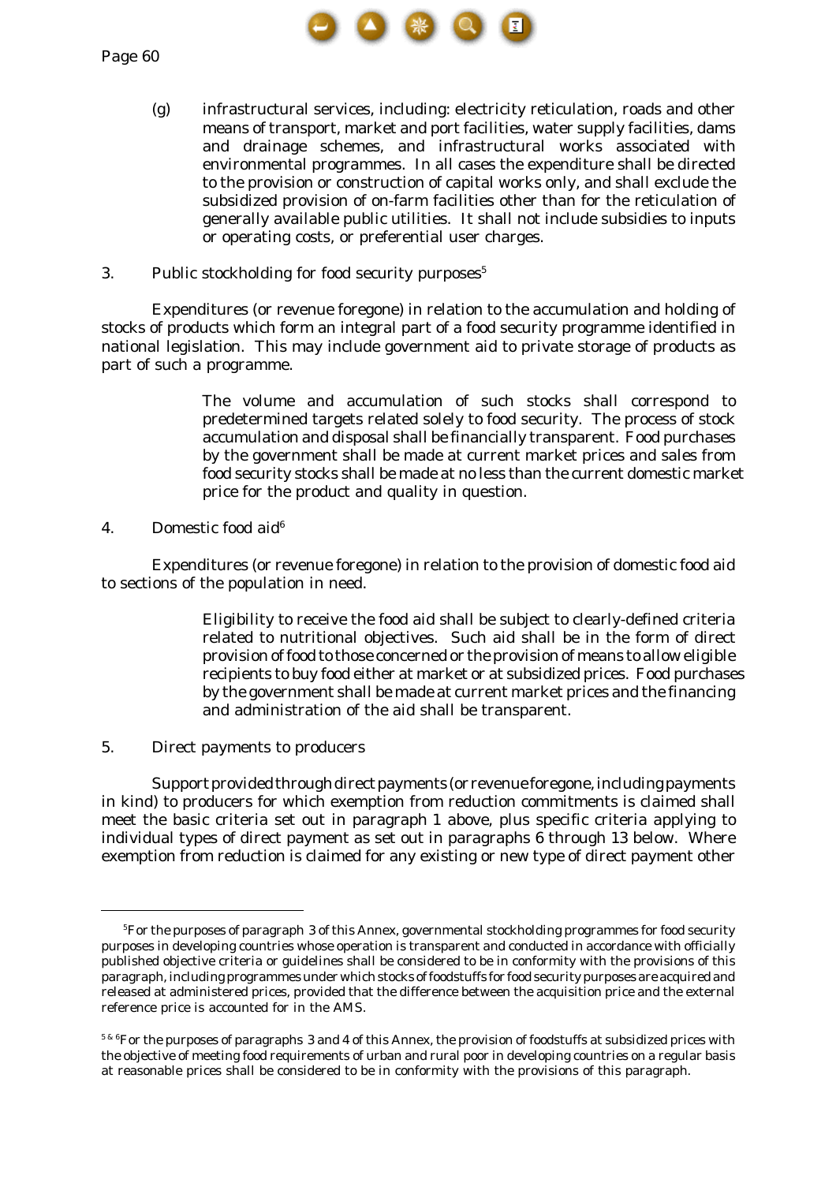(g) infrastructural services, including: electricity reticulation, roads and other means of transport, market and port facilities, water supply facilities, dams and drainage schemes, and infrastructural works associated with environmental programmes. In all cases the expenditure shall be directed to the provision or construction of capital works only, and shall exclude the subsidized provision of on-farm facilities other than for the reticulation of generally available public utilities. It shall not include subsidies to inputs or operating costs, or preferential user charges.

3. Public stockholding for food security purposes[5]

Expenditures (or revenue foregone) in relation to the accumulation and holding of stocks of products which form an integral part of a food security programme identified in national legislation. This may include government aid to private storage of products as part of such a programme.

> The volume and accumulation of such stocks shall correspond to predetermined targets related solely to food security. The process of stock accumulation and disposal shall be financially transparent. Food purchases by the government shall be made at current market prices and sales from food security stocks shall be made at no less than the current domestic market price for the product and quality in question.

4. Domestic food aid[6]

Expenditures (or revenue foregone) in relation to the provision of domestic food aid to sections of the population in need.

> Eligibility to receive the food aid shall be subject to clearly-defined criteria related to nutritional objectives. Such aid shall be in the form of direct provision of food to those concerned or the provision of means to allow eligible recipients to buy food either at market or at subsidized prices. Food purchases by the government shall be made at current market prices and the financing and administration of the aid shall be transparent.

5. Direct payments to producers

Support provided through direct payments (or revenue foregone, including payments in kind) to producers for which exemption from reduction commitments is claimed shall meet the basic criteria set out in paragraph 1 above, plus specific criteria applying to individual types of direct payment as set out in paragraphs 6 through 13 below. Where exemption from reduction is claimed for any existing or new type of direct payment other

---

[5] For the purposes of paragraph 3 of this Annex, governmental stockholding programmes for food security purposes in developing countries whose operation is transparent and conducted in accordance with officially published objective criteria or guidelines shall be considered to be in conformity with the provisions of this paragraph, including programmes under which stocks of foodstuffs for food security purposes are acquired and released at administered prices, provided that the difference between the acquisition price and the external reference price is accounted for in the AMS.

[5 & 6] For the purposes of paragraphs 3 and 4 of this Annex, the provision of foodstuffs at subsidized prices with the objective of meeting food requirements of urban and rural poor in developing countries on a regular basis at reasonable prices shall be considered to be in conformity with the provisions of this paragraph.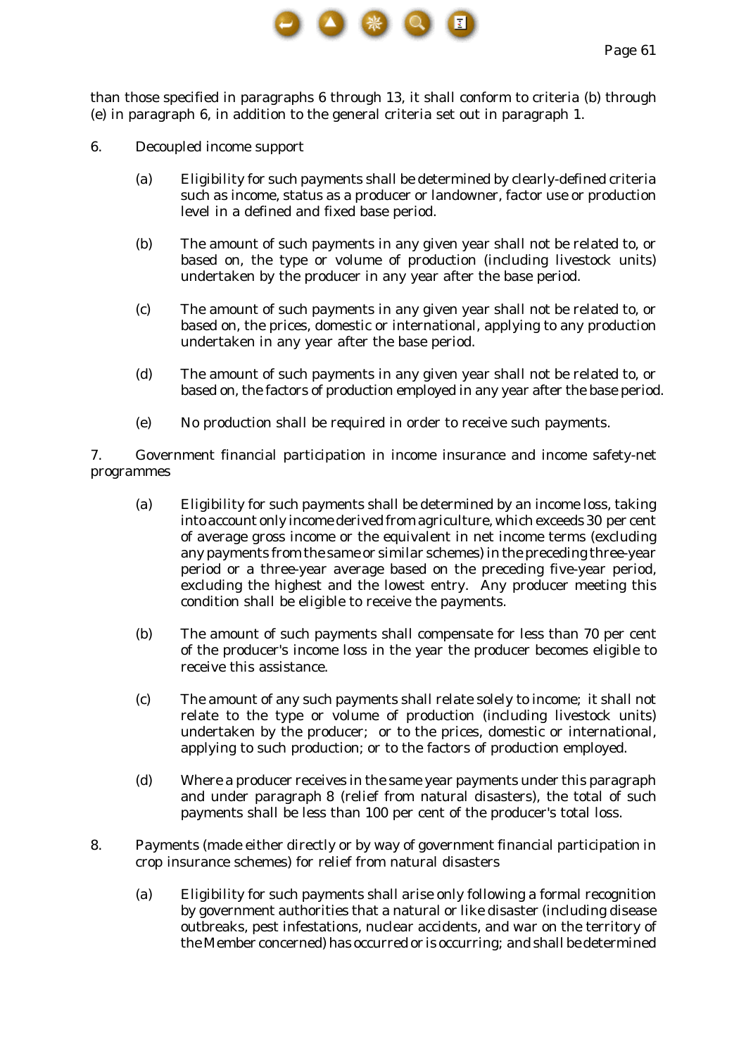than those specified in paragraphs 6 through 13, it shall conform to criteria (b) through (e) in paragraph 6, in addition to the general criteria set out in paragraph 1.

6. Decoupled income support

   (a) Eligibility for such payments shall be determined by clearly-defined criteria such as income, status as a producer or landowner, factor use or production level in a defined and fixed base period.

   (b) The amount of such payments in any given year shall not be related to, or based on, the type or volume of production (including livestock units) undertaken by the producer in any year after the base period.

   (c) The amount of such payments in any given year shall not be related to, or based on, the prices, domestic or international, applying to any production undertaken in any year after the base period.

   (d) The amount of such payments in any given year shall not be related to, or based on, the factors of production employed in any year after the base period.

   (e) No production shall be required in order to receive such payments.

7. Government financial participation in income insurance and income safety-net programmes

   (a) Eligibility for such payments shall be determined by an income loss, taking into account only income derived from agriculture, which exceeds 30 per cent of average gross income or the equivalent in net income terms (excluding any payments from the same or similar schemes) in the preceding three-year period or a three-year average based on the preceding five-year period, excluding the highest and the lowest entry. Any producer meeting this condition shall be eligible to receive the payments.

   (b) The amount of such payments shall compensate for less than 70 per cent of the producer's income loss in the year the producer becomes eligible to receive this assistance.

   (c) The amount of any such payments shall relate solely to income; it shall not relate to the type or volume of production (including livestock units) undertaken by the producer; or to the prices, domestic or international, applying to such production; or to the factors of production employed.

   (d) Where a producer receives in the same year payments under this paragraph and under paragraph 8 (relief from natural disasters), the total of such payments shall be less than 100 per cent of the producer's total loss.

8. Payments (made either directly or by way of government financial participation in crop insurance schemes) for relief from natural disasters

   (a) Eligibility for such payments shall arise only following a formal recognition by government authorities that a natural or like disaster (including disease outbreaks, pest infestations, nuclear accidents, and war on the territory of the Member concerned) has occurred or is occurring; and shall be determined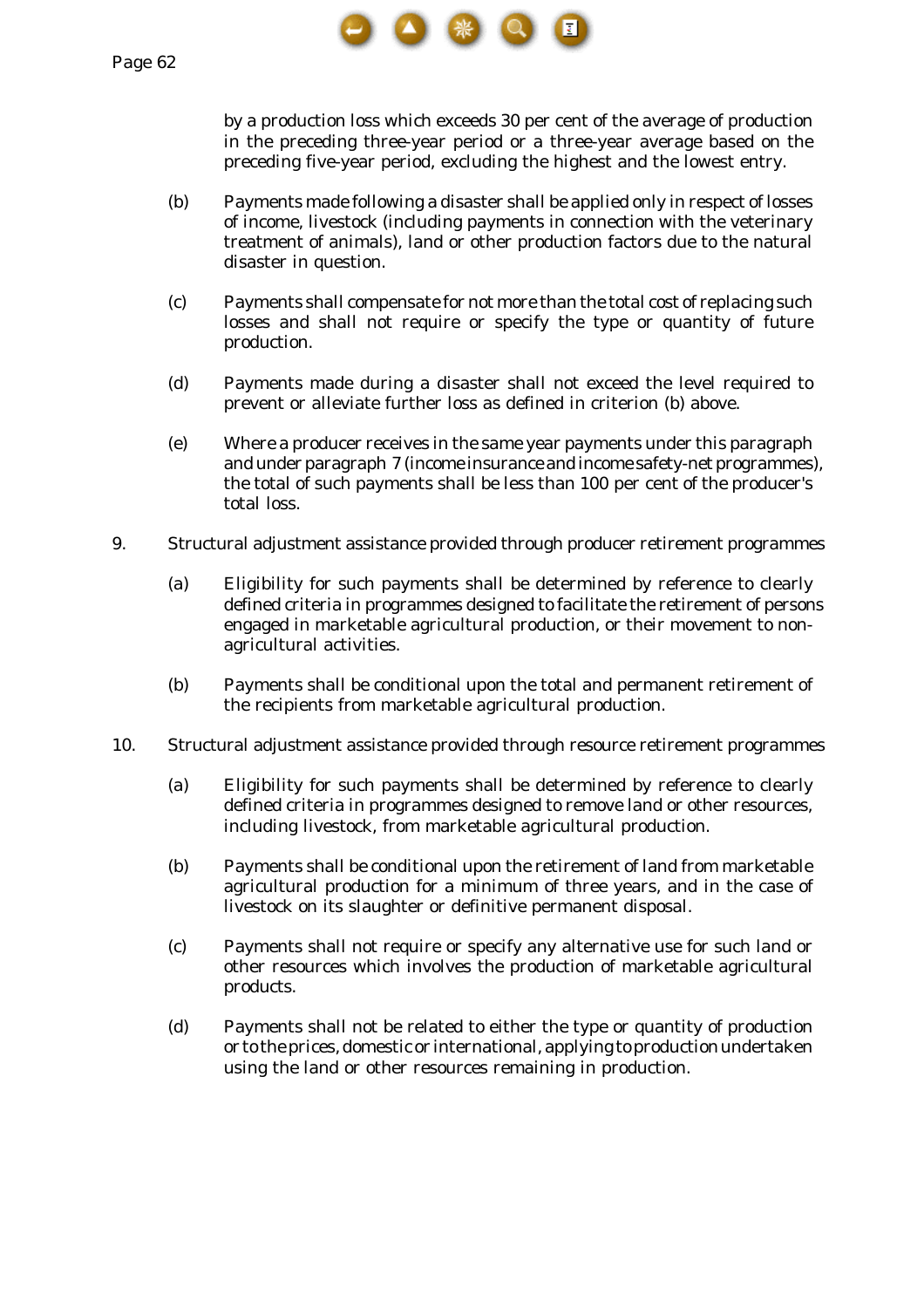by a production loss which exceeds 30 per cent of the average of production in the preceding three-year period or a three-year average based on the preceding five-year period, excluding the highest and the lowest entry.

(b) Payments made following a disaster shall be applied only in respect of losses of income, livestock (including payments in connection with the veterinary treatment of animals), land or other production factors due to the natural disaster in question.

(c) Payments shall compensate for not more than the total cost of replacing such losses and shall not require or specify the type or quantity of future production.

(d) Payments made during a disaster shall not exceed the level required to prevent or alleviate further loss as defined in criterion (b) above.

(e) Where a producer receives in the same year payments under this paragraph and under paragraph 7 (income insurance and income safety-net programmes), the total of such payments shall be less than 100 per cent of the producer's total loss.

9. Structural adjustment assistance provided through producer retirement programmes

(a) Eligibility for such payments shall be determined by reference to clearly defined criteria in programmes designed to facilitate the retirement of persons engaged in marketable agricultural production, or their movement to non-agricultural activities.

(b) Payments shall be conditional upon the total and permanent retirement of the recipients from marketable agricultural production.

10. Structural adjustment assistance provided through resource retirement programmes

(a) Eligibility for such payments shall be determined by reference to clearly defined criteria in programmes designed to remove land or other resources, including livestock, from marketable agricultural production.

(b) Payments shall be conditional upon the retirement of land from marketable agricultural production for a minimum of three years, and in the case of livestock on its slaughter or definitive permanent disposal.

(c) Payments shall not require or specify any alternative use for such land or other resources which involves the production of marketable agricultural products.

(d) Payments shall not be related to either the type or quantity of production or to the prices, domestic or international, applying to production undertaken using the land or other resources remaining in production.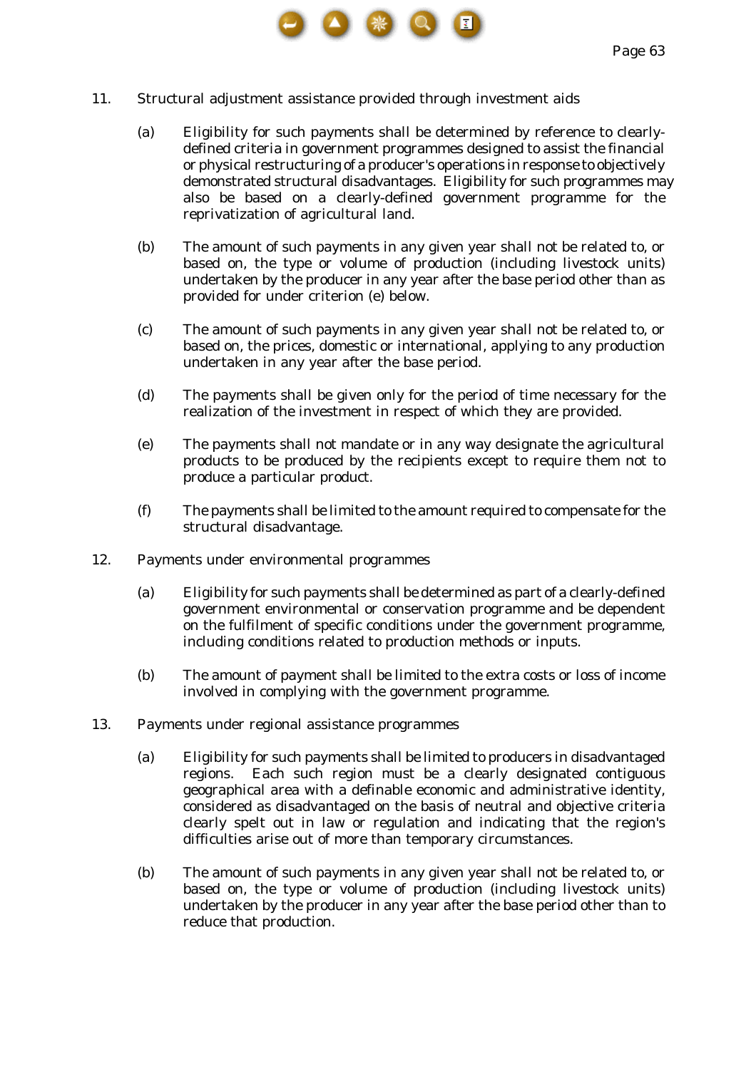11. Structural adjustment assistance provided through investment aids

    (a) Eligibility for such payments shall be determined by reference to clearly-defined criteria in government programmes designed to assist the financial or physical restructuring of a producer's operations in response to objectively demonstrated structural disadvantages. Eligibility for such programmes may also be based on a clearly-defined government programme for the reprivatization of agricultural land.

    (b) The amount of such payments in any given year shall not be related to, or based on, the type or volume of production (including livestock units) undertaken by the producer in any year after the base period other than as provided for under criterion (e) below.

    (c) The amount of such payments in any given year shall not be related to, or based on, the prices, domestic or international, applying to any production undertaken in any year after the base period.

    (d) The payments shall be given only for the period of time necessary for the realization of the investment in respect of which they are provided.

    (e) The payments shall not mandate or in any way designate the agricultural products to be produced by the recipients except to require them not to produce a particular product.

    (f) The payments shall be limited to the amount required to compensate for the structural disadvantage.

12. Payments under environmental programmes

    (a) Eligibility for such payments shall be determined as part of a clearly-defined government environmental or conservation programme and be dependent on the fulfilment of specific conditions under the government programme, including conditions related to production methods or inputs.

    (b) The amount of payment shall be limited to the extra costs or loss of income involved in complying with the government programme.

13. Payments under regional assistance programmes

    (a) Eligibility for such payments shall be limited to producers in disadvantaged regions. Each such region must be a clearly designated contiguous geographical area with a definable economic and administrative identity, considered as disadvantaged on the basis of neutral and objective criteria clearly spelt out in law or regulation and indicating that the region's difficulties arise out of more than temporary circumstances.

    (b) The amount of such payments in any given year shall not be related to, or based on, the type or volume of production (including livestock units) undertaken by the producer in any year after the base period other than to reduce that production.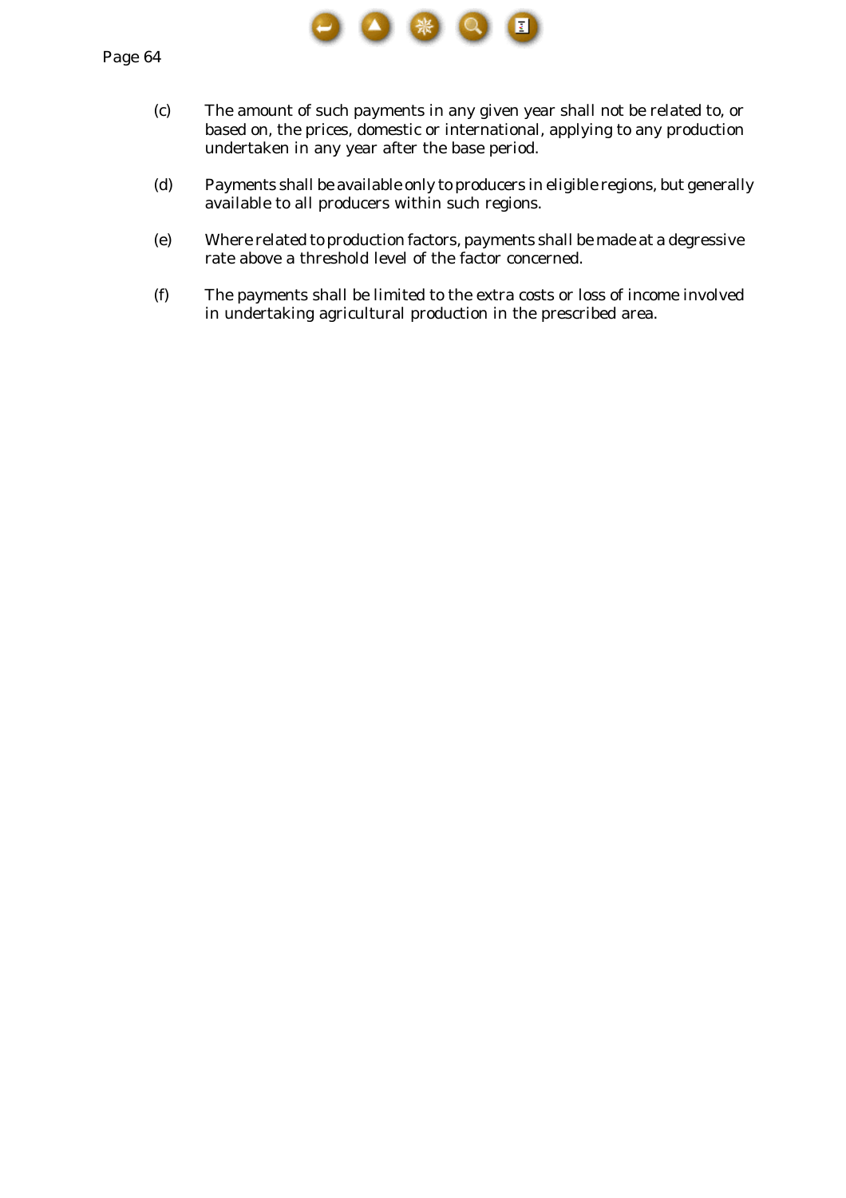(c) The amount of such payments in any given year shall not be related to, or based on, the prices, domestic or international, applying to any production undertaken in any year after the base period.

(d) Payments shall be available only to producers in eligible regions, but generally available to all producers within such regions.

(e) Where related to production factors, payments shall be made at a degressive rate above a threshold level of the factor concerned.

(f) The payments shall be limited to the extra costs or loss of income involved in undertaking agricultural production in the prescribed area.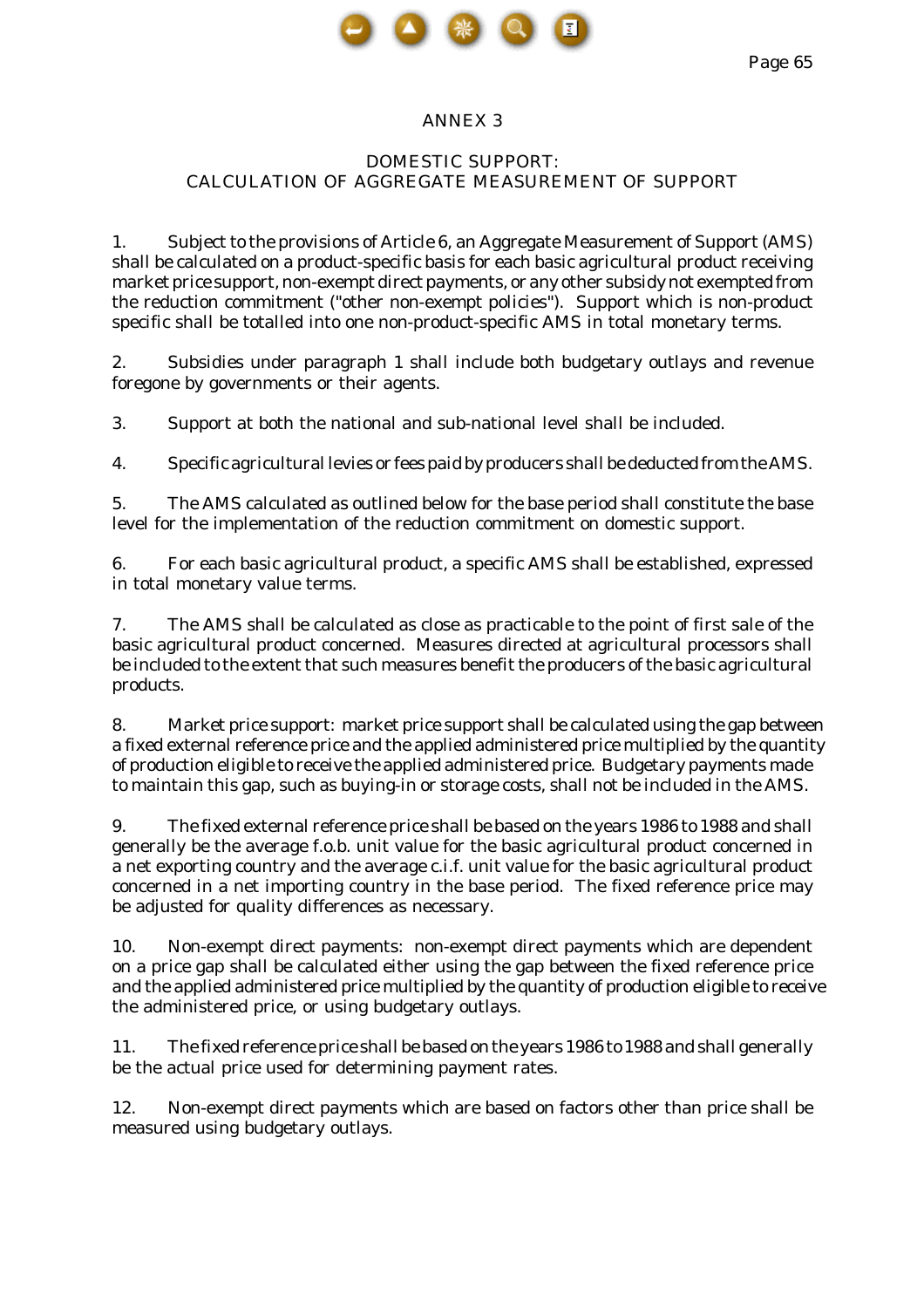# ANNEX 3

## DOMESTIC SUPPORT: CALCULATION OF AGGREGATE MEASUREMENT OF SUPPORT

1. Subject to the provisions of Article 6, an Aggregate Measurement of Support (AMS) shall be calculated on a product-specific basis for each basic agricultural product receiving market price support, non-exempt direct payments, or any other subsidy not exempted from the reduction commitment ("other non-exempt policies"). Support which is non-product specific shall be totalled into one non-product-specific AMS in total monetary terms.

2. Subsidies under paragraph 1 shall include both budgetary outlays and revenue foregone by governments or their agents.

3. Support at both the national and sub-national level shall be included.

4. Specific agricultural levies or fees paid by producers shall be deducted from the AMS.

5. The AMS calculated as outlined below for the base period shall constitute the base level for the implementation of the reduction commitment on domestic support.

6. For each basic agricultural product, a specific AMS shall be established, expressed in total monetary value terms.

7. The AMS shall be calculated as close as practicable to the point of first sale of the basic agricultural product concerned. Measures directed at agricultural processors shall be included to the extent that such measures benefit the producers of the basic agricultural products.

8. Market price support: market price support shall be calculated using the gap between a fixed external reference price and the applied administered price multiplied by the quantity of production eligible to receive the applied administered price. Budgetary payments made to maintain this gap, such as buying-in or storage costs, shall not be included in the AMS.

9. The fixed external reference price shall be based on the years 1986 to 1988 and shall generally be the average f.o.b. unit value for the basic agricultural product concerned in a net exporting country and the average c.i.f. unit value for the basic agricultural product concerned in a net importing country in the base period. The fixed reference price may be adjusted for quality differences as necessary.

10. Non-exempt direct payments: non-exempt direct payments which are dependent on a price gap shall be calculated either using the gap between the fixed reference price and the applied administered price multiplied by the quantity of production eligible to receive the administered price, or using budgetary outlays.

11. The fixed reference price shall be based on the years 1986 to 1988 and shall generally be the actual price used for determining payment rates.

12. Non-exempt direct payments which are based on factors other than price shall be measured using budgetary outlays.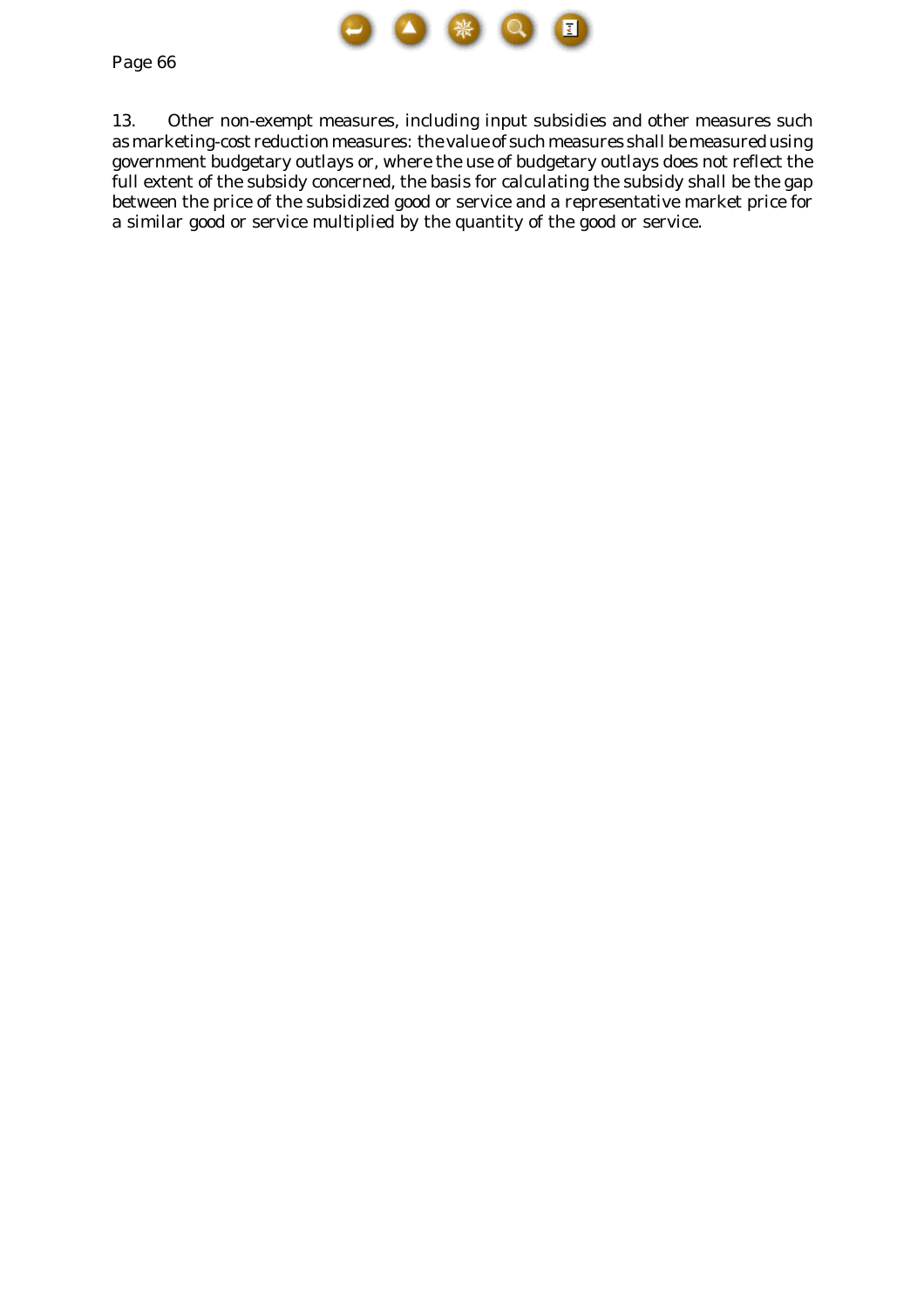13. Other non-exempt measures, including input subsidies and other measures such as marketing-cost reduction measures: the value of such measures shall be measured using government budgetary outlays or, where the use of budgetary outlays does not reflect the full extent of the subsidy concerned, the basis for calculating the subsidy shall be the gap between the price of the subsidized good or service and a representative market price for a similar good or service multiplied by the quantity of the good or service.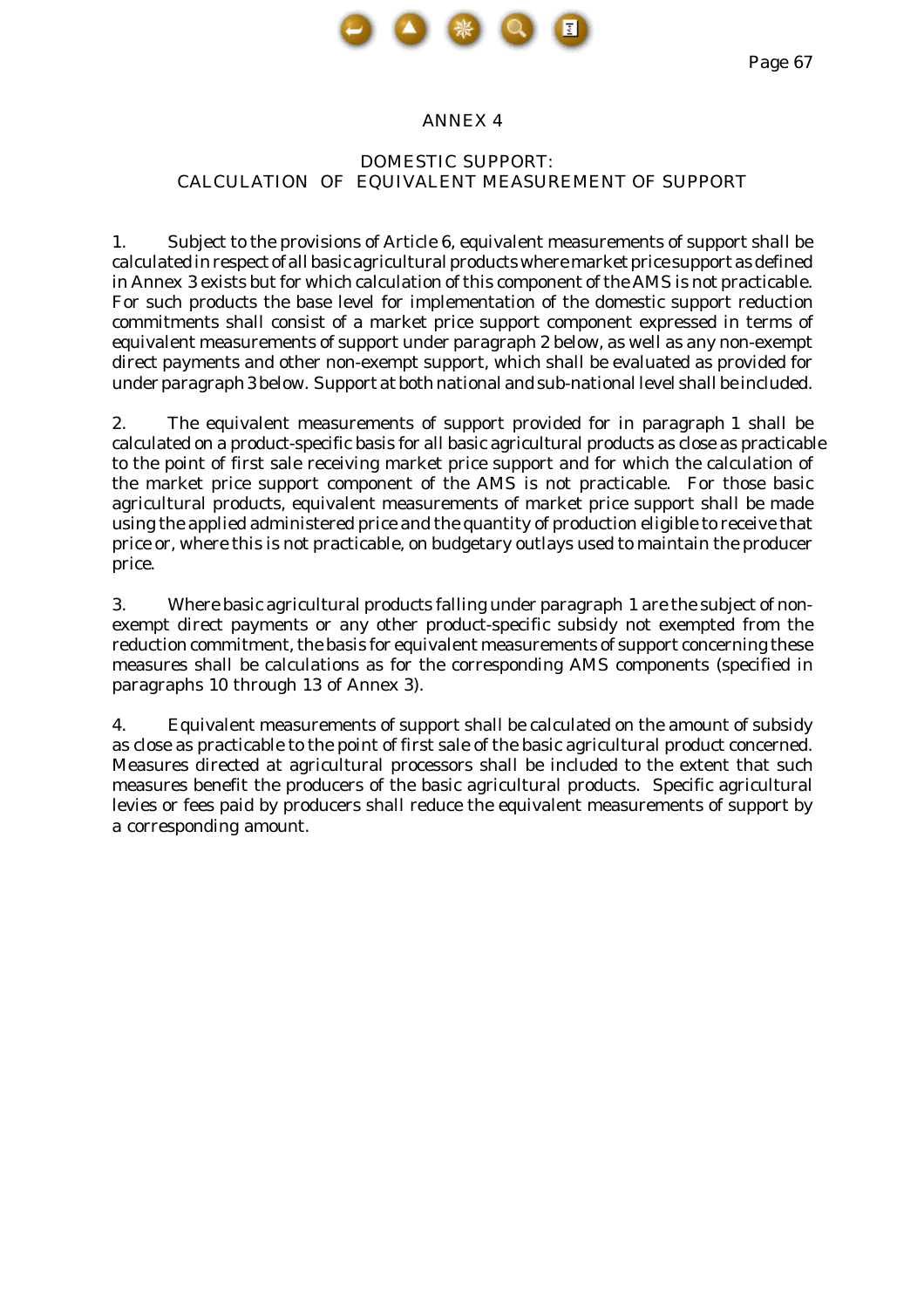# ANNEX 4

## DOMESTIC SUPPORT: CALCULATION OF EQUIVALENT MEASUREMENT OF SUPPORT

1. Subject to the provisions of Article 6, equivalent measurements of support shall be calculated in respect of all basic agricultural products where market price support as defined in Annex 3 exists but for which calculation of this component of the AMS is not practicable. For such products the base level for implementation of the domestic support reduction commitments shall consist of a market price support component expressed in terms of equivalent measurements of support under paragraph 2 below, as well as any non-exempt direct payments and other non-exempt support, which shall be evaluated as provided for under paragraph 3 below. Support at both national and sub-national level shall be included.

2. The equivalent measurements of support provided for in paragraph 1 shall be calculated on a product-specific basis for all basic agricultural products as close as practicable to the point of first sale receiving market price support and for which the calculation of the market price support component of the AMS is not practicable. For those basic agricultural products, equivalent measurements of market price support shall be made using the applied administered price and the quantity of production eligible to receive that price or, where this is not practicable, on budgetary outlays used to maintain the producer price.

3. Where basic agricultural products falling under paragraph 1 are the subject of non-exempt direct payments or any other product-specific subsidy not exempted from the reduction commitment, the basis for equivalent measurements of support concerning these measures shall be calculations as for the corresponding AMS components (specified in paragraphs 10 through 13 of Annex 3).

4. Equivalent measurements of support shall be calculated on the amount of subsidy as close as practicable to the point of first sale of the basic agricultural product concerned. Measures directed at agricultural processors shall be included to the extent that such measures benefit the producers of the basic agricultural products. Specific agricultural levies or fees paid by producers shall reduce the equivalent measurements of support by a corresponding amount.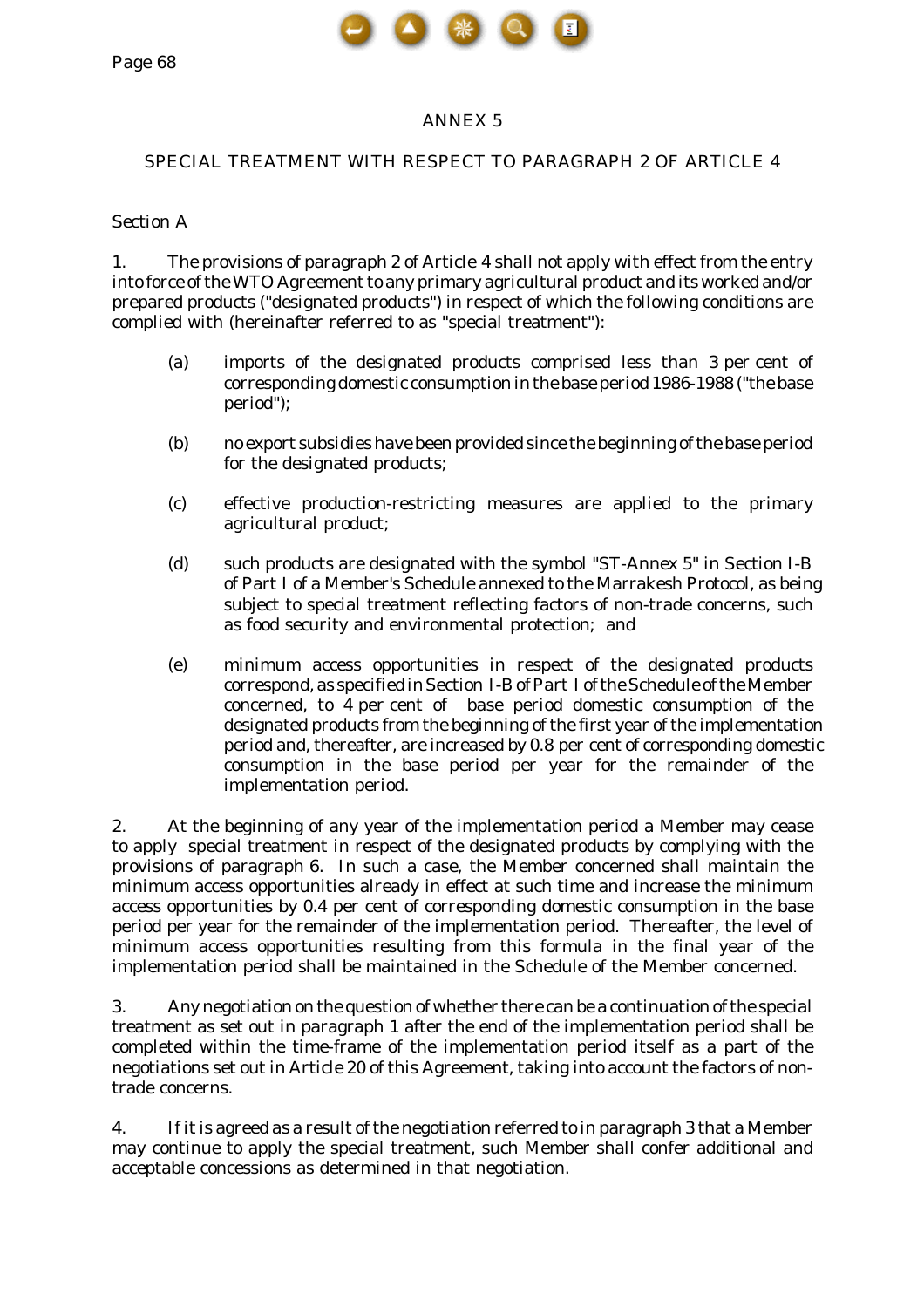## ANNEX 5

## SPECIAL TREATMENT WITH RESPECT TO PARAGRAPH 2 OF ARTICLE 4

### Section A

1. The provisions of paragraph 2 of Article 4 shall not apply with effect from the entry into force of the WTO Agreement to any primary agricultural product and its worked and/or prepared products ("designated products") in respect of which the following conditions are complied with (hereinafter referred to as "special treatment"):

(a) imports of the designated products comprised less than 3 per cent of corresponding domestic consumption in the base period 1986-1988 ("the base period");

(b) no export subsidies have been provided since the beginning of the base period for the designated products;

(c) effective production-restricting measures are applied to the primary agricultural product;

(d) such products are designated with the symbol "ST-Annex 5" in Section I-B of Part I of a Member's Schedule annexed to the Marrakesh Protocol, as being subject to special treatment reflecting factors of non-trade concerns, such as food security and environmental protection; and

(e) minimum access opportunities in respect of the designated products correspond, as specified in Section I-B of Part I of the Schedule of the Member concerned, to 4 per cent of base period domestic consumption of the designated products from the beginning of the first year of the implementation period and, thereafter, are increased by 0.8 per cent of corresponding domestic consumption in the base period per year for the remainder of the implementation period.

2. At the beginning of any year of the implementation period a Member may cease to apply special treatment in respect of the designated products by complying with the provisions of paragraph 6. In such a case, the Member concerned shall maintain the minimum access opportunities already in effect at such time and increase the minimum access opportunities by 0.4 per cent of corresponding domestic consumption in the base period per year for the remainder of the implementation period. Thereafter, the level of minimum access opportunities resulting from this formula in the final year of the implementation period shall be maintained in the Schedule of the Member concerned.

3. Any negotiation on the question of whether there can be a continuation of the special treatment as set out in paragraph 1 after the end of the implementation period shall be completed within the time-frame of the implementation period itself as a part of the negotiations set out in Article 20 of this Agreement, taking into account the factors of non-trade concerns.

4. If it is agreed as a result of the negotiation referred to in paragraph 3 that a Member may continue to apply the special treatment, such Member shall confer additional and acceptable concessions as determined in that negotiation.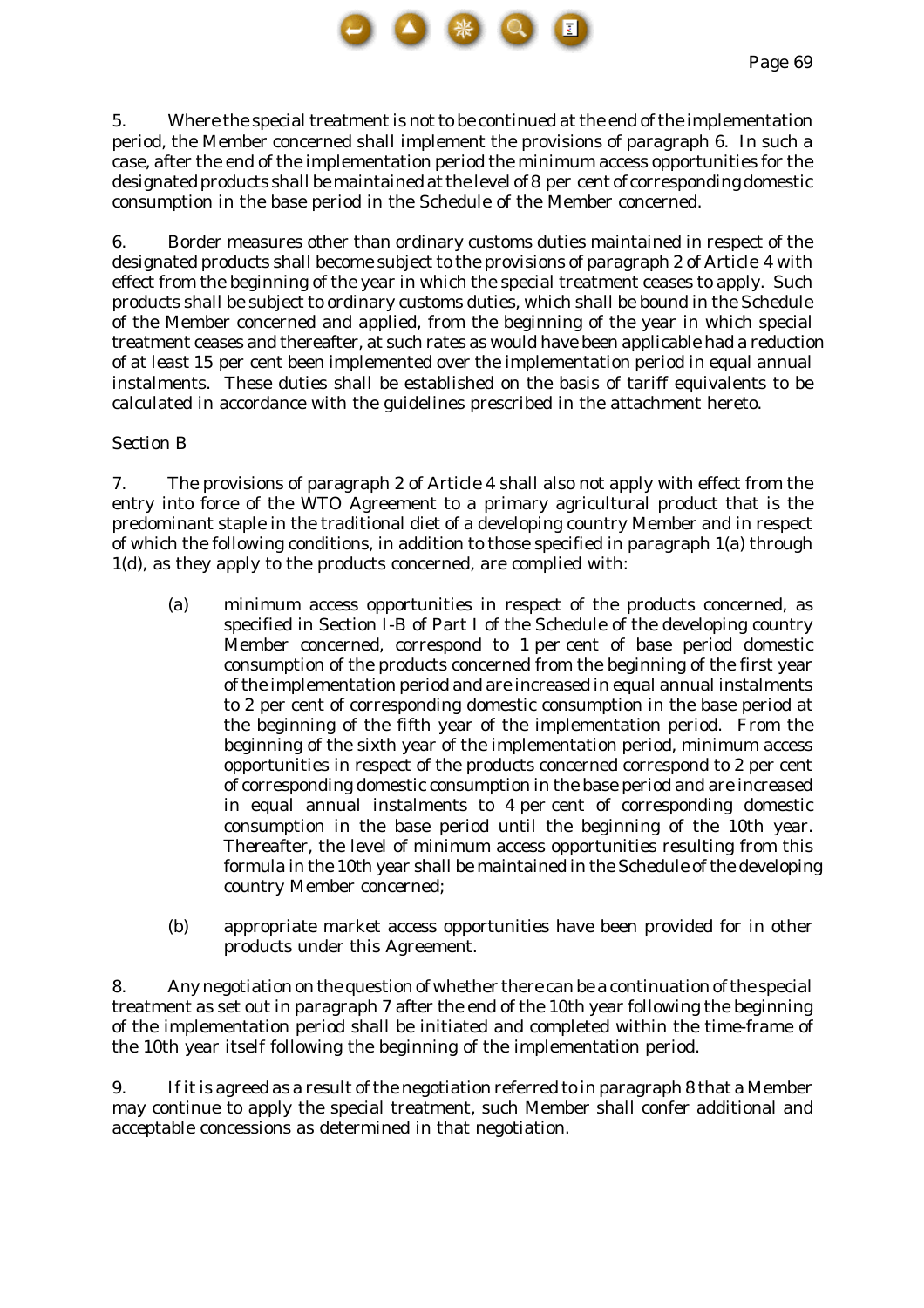5. Where the special treatment is not to be continued at the end of the implementation period, the Member concerned shall implement the provisions of paragraph 6. In such a case, after the end of the implementation period the minimum access opportunities for the designated products shall be maintained at the level of 8 per cent of corresponding domestic consumption in the base period in the Schedule of the Member concerned.

6. Border measures other than ordinary customs duties maintained in respect of the designated products shall become subject to the provisions of paragraph 2 of Article 4 with effect from the beginning of the year in which the special treatment ceases to apply. Such products shall be subject to ordinary customs duties, which shall be bound in the Schedule of the Member concerned and applied, from the beginning of the year in which special treatment ceases and thereafter, at such rates as would have been applicable had a reduction of at least 15 per cent been implemented over the implementation period in equal annual instalments. These duties shall be established on the basis of tariff equivalents to be calculated in accordance with the guidelines prescribed in the attachment hereto.

Section B

7. The provisions of paragraph 2 of Article 4 shall also not apply with effect from the entry into force of the WTO Agreement to a primary agricultural product that is the predominant staple in the traditional diet of a developing country Member and in respect of which the following conditions, in addition to those specified in paragraph 1(a) through 1(d), as they apply to the products concerned, are complied with:

(a) minimum access opportunities in respect of the products concerned, as specified in Section I-B of Part I of the Schedule of the developing country Member concerned, correspond to 1 per cent of base period domestic consumption of the products concerned from the beginning of the first year of the implementation period and are increased in equal annual instalments to 2 per cent of corresponding domestic consumption in the base period at the beginning of the fifth year of the implementation period. From the beginning of the sixth year of the implementation period, minimum access opportunities in respect of the products concerned correspond to 2 per cent of corresponding domestic consumption in the base period and are increased in equal annual instalments to 4 per cent of corresponding domestic consumption in the base period until the beginning of the 10th year. Thereafter, the level of minimum access opportunities resulting from this formula in the 10th year shall be maintained in the Schedule of the developing country Member concerned;

(b) appropriate market access opportunities have been provided for in other products under this Agreement.

8. Any negotiation on the question of whether there can be a continuation of the special treatment as set out in paragraph 7 after the end of the 10th year following the beginning of the implementation period shall be initiated and completed within the time-frame of the 10th year itself following the beginning of the implementation period.

9. If it is agreed as a result of the negotiation referred to in paragraph 8 that a Member may continue to apply the special treatment, such Member shall confer additional and acceptable concessions as determined in that negotiation.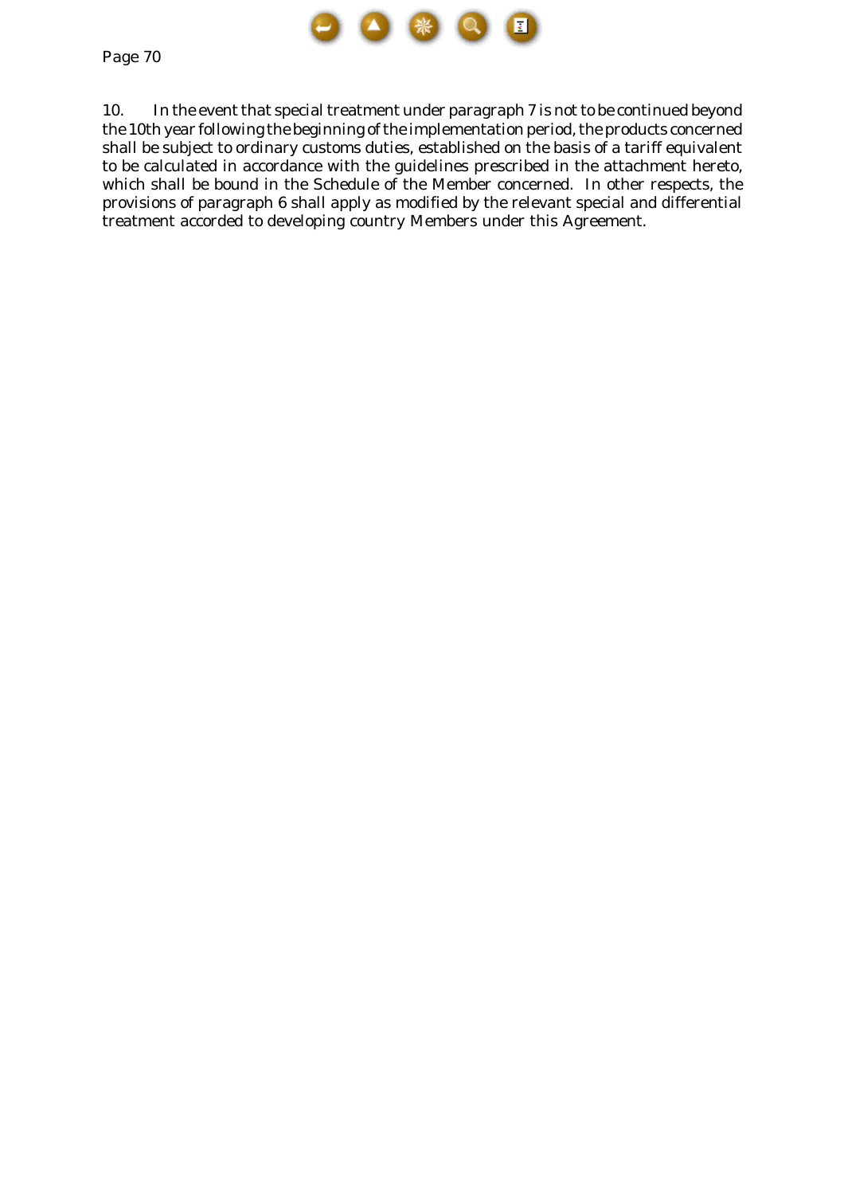10. In the event that special treatment under paragraph 7 is not to be continued beyond the 10th year following the beginning of the implementation period, the products concerned shall be subject to ordinary customs duties, established on the basis of a tariff equivalent to be calculated in accordance with the guidelines prescribed in the attachment hereto, which shall be bound in the Schedule of the Member concerned. In other respects, the provisions of paragraph 6 shall apply as modified by the relevant special and differential treatment accorded to developing country Members under this Agreement.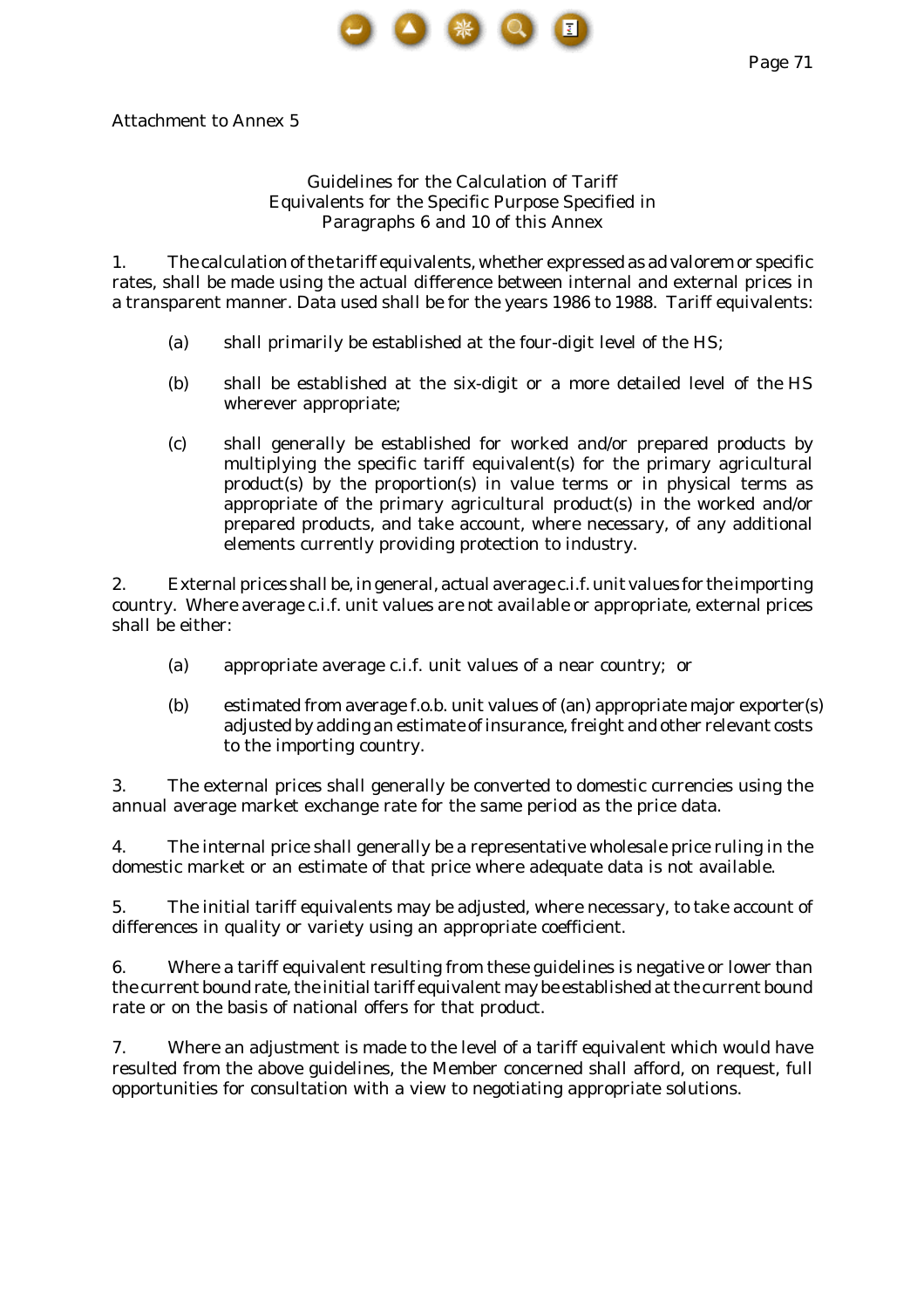Attachment to Annex 5

## Guidelines for the Calculation of Tariff Equivalents for the Specific Purpose Specified in Paragraphs 6 and 10 of this Annex

1. The calculation of the tariff equivalents, whether expressed as ad valorem or specific rates, shall be made using the actual difference between internal and external prices in a transparent manner. Data used shall be for the years 1986 to 1988. Tariff equivalents:

   (a) shall primarily be established at the four-digit level of the HS;

   (b) shall be established at the six-digit or a more detailed level of the HS wherever appropriate;

   (c) shall generally be established for worked and/or prepared products by multiplying the specific tariff equivalent(s) for the primary agricultural product(s) by the proportion(s) in value terms or in physical terms as appropriate of the primary agricultural product(s) in the worked and/or prepared products, and take account, where necessary, of any additional elements currently providing protection to industry.

2. External prices shall be, in general, actual average c.i.f. unit values for the importing country. Where average c.i.f. unit values are not available or appropriate, external prices shall be either:

   (a) appropriate average c.i.f. unit values of a near country; or

   (b) estimated from average f.o.b. unit values of (an) appropriate major exporter(s) adjusted by adding an estimate of insurance, freight and other relevant costs to the importing country.

3. The external prices shall generally be converted to domestic currencies using the annual average market exchange rate for the same period as the price data.

4. The internal price shall generally be a representative wholesale price ruling in the domestic market or an estimate of that price where adequate data is not available.

5. The initial tariff equivalents may be adjusted, where necessary, to take account of differences in quality or variety using an appropriate coefficient.

6. Where a tariff equivalent resulting from these guidelines is negative or lower than the current bound rate, the initial tariff equivalent may be established at the current bound rate or on the basis of national offers for that product.

7. Where an adjustment is made to the level of a tariff equivalent which would have resulted from the above guidelines, the Member concerned shall afford, on request, full opportunities for consultation with a view to negotiating appropriate solutions.